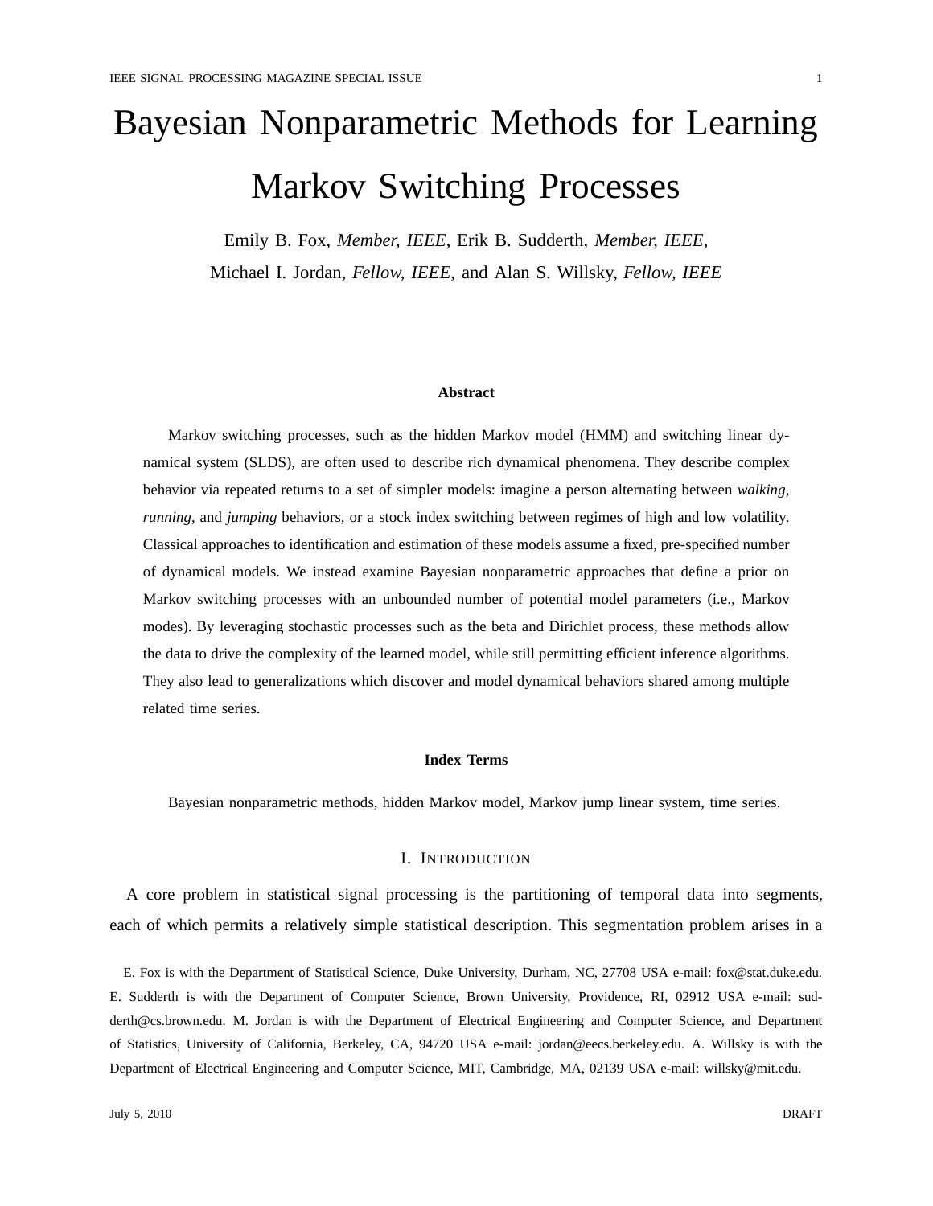# Bayesian Nonparametric Methods for Learning Markov Switching Processes

Emily B. Fox, *Member, IEEE*, Erik B. Sudderth, *Member, IEEE*, Michael I. Jordan, *Fellow, IEEE*, and Alan S. Willsky, *Fellow, IEEE*

### Abstract

Markov switching processes, such as the hidden Markov model (HMM) and switching linear dynamical system (SLDS), are often used to describe rich dynamical phenomena. They describe complex behavior via repeated returns to a set of simpler models: imagine a person alternating between *walking*, *running*, and *jumping* behaviors, or a stock index switching between regimes of high and low volatility. Classical approaches to identification and estimation of these models assume a fixed, pre-specified number of dynamical models. We instead examine Bayesian nonparametric approaches that define a prior on Markov switching processes with an unbounded number of potential model parameters (i.e., Markov modes). By leveraging stochastic processes such as the beta and Dirichlet process, these methods allow the data to drive the complexity of the learned model, while still permitting efficient inference algorithms. They also lead to generalizations which discover and model dynamical behaviors shared among multiple related time series.

### Index Terms

Bayesian nonparametric methods, hidden Markov model, Markov jump linear system, time series.

## I. Introduction

A core problem in statistical signal processing is the partitioning of temporal data into segments, each of which permits a relatively simple statistical description. This segmentation problem arises in a

E. Fox is with the Department of Statistical Science, Duke University, Durham, NC, 27708 USA e-mail: fox@stat.duke.edu. E. Sudderth is with the Department of Computer Science, Brown University, Providence, RI, 02912 USA e-mail: sudderth@cs.brown.edu. M. Jordan is with the Department of Electrical Engineering and Computer Science, and Department of Statistics, University of California, Berkeley, CA, 94720 USA e-mail: jordan@eecs.berkeley.edu. A. Willsky is with the Department of Electrical Engineering and Computer Science, MIT, Cambridge, MA, 02139 USA e-mail: willsky@mit.edu.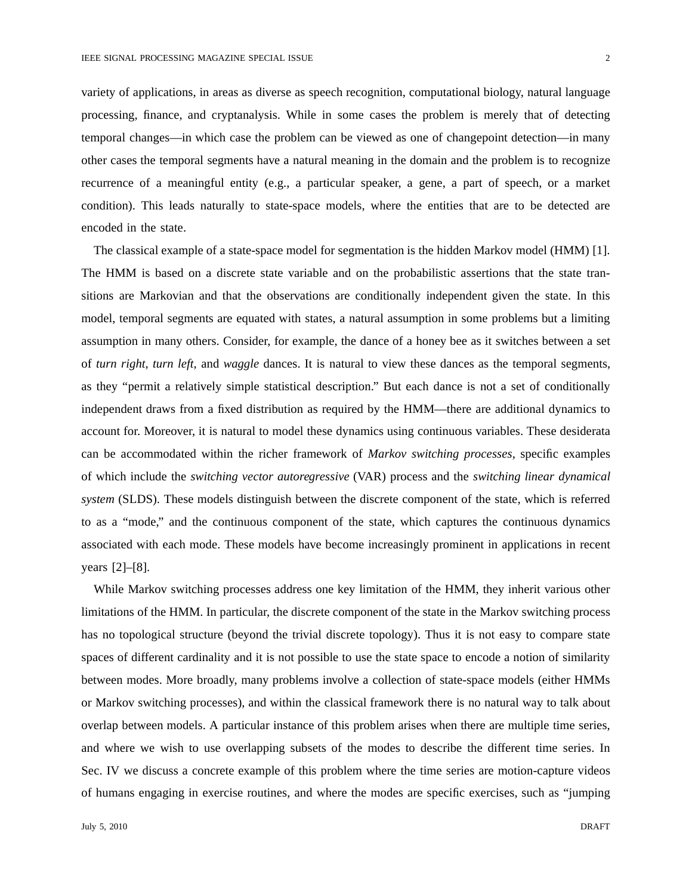variety of applications, in areas as diverse as speech recognition, computational biology, natural language processing, finance, and cryptanalysis. While in some cases the problem is merely that of detecting temporal changes—in which case the problem can be viewed as one of changepoint detection—in many other cases the temporal segments have a natural meaning in the domain and the problem is to recognize recurrence of a meaningful entity (e.g., a particular speaker, a gene, a part of speech, or a market condition). This leads naturally to state-space models, where the entities that are to be detected are encoded in the state.

The classical example of a state-space model for segmentation is the hidden Markov model (HMM) [1]. The HMM is based on a discrete state variable and on the probabilistic assertions that the state transitions are Markovian and that the observations are conditionally independent given the state. In this model, temporal segments are equated with states, a natural assumption in some problems but a limiting assumption in many others. Consider, for example, the dance of a honey bee as it switches between a set of *turn right*, *turn left*, and *waggle* dances. It is natural to view these dances as the temporal segments, as they "permit a relatively simple statistical description." But each dance is not a set of conditionally independent draws from a fixed distribution as required by the HMM—there are additional dynamics to account for. Moreover, it is natural to model these dynamics using continuous variables. These desiderata can be accommodated within the richer framework of *Markov switching processes*, specific examples of which include the *switching vector autoregressive* (VAR) process and the *switching linear dynamical system* (SLDS). These models distinguish between the discrete component of the state, which is referred to as a "mode," and the continuous component of the state, which captures the continuous dynamics associated with each mode. These models have become increasingly prominent in applications in recent years [2]–[8].

While Markov switching processes address one key limitation of the HMM, they inherit various other limitations of the HMM. In particular, the discrete component of the state in the Markov switching process has no topological structure (beyond the trivial discrete topology). Thus it is not easy to compare state spaces of different cardinality and it is not possible to use the state space to encode a notion of similarity between modes. More broadly, many problems involve a collection of state-space models (either HMMs or Markov switching processes), and within the classical framework there is no natural way to talk about overlap between models. A particular instance of this problem arises when there are multiple time series, and where we wish to use overlapping subsets of the modes to describe the different time series. In Sec. IV we discuss a concrete example of this problem where the time series are motion-capture videos of humans engaging in exercise routines, and where the modes are specific exercises, such as "jumping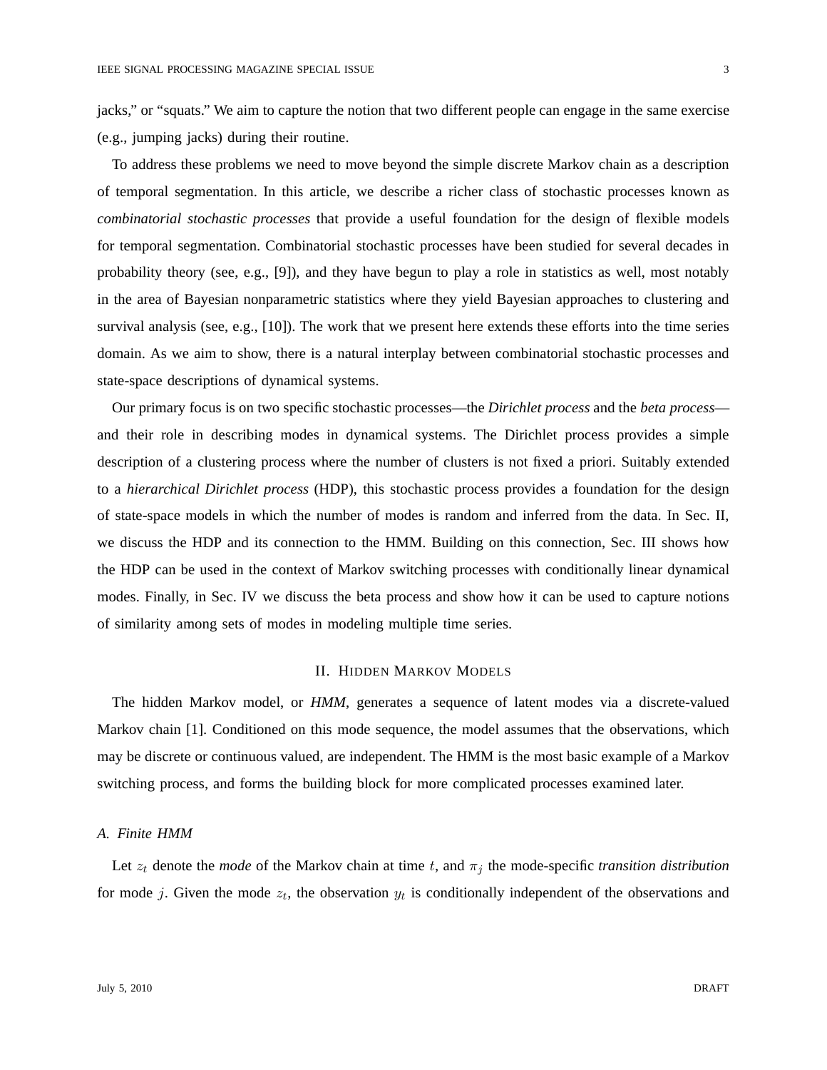jacks," or "squats." We aim to capture the notion that two different people can engage in the same exercise (e.g., jumping jacks) during their routine.

To address these problems we need to move beyond the simple discrete Markov chain as a description of temporal segmentation. In this article, we describe a richer class of stochastic processes known as *combinatorial stochastic processes* that provide a useful foundation for the design of flexible models for temporal segmentation. Combinatorial stochastic processes have been studied for several decades in probability theory (see, e.g., [9]), and they have begun to play a role in statistics as well, most notably in the area of Bayesian nonparametric statistics where they yield Bayesian approaches to clustering and survival analysis (see, e.g., [10]). The work that we present here extends these efforts into the time series domain. As we aim to show, there is a natural interplay between combinatorial stochastic processes and state-space descriptions of dynamical systems.

Our primary focus is on two specific stochastic processes—the *Dirichlet process* and the *beta process*—and their role in describing modes in dynamical systems. The Dirichlet process provides a simple description of a clustering process where the number of clusters is not fixed a priori. Suitably extended to a *hierarchical Dirichlet process* (HDP), this stochastic process provides a foundation for the design of state-space models in which the number of modes is random and inferred from the data. In Sec. II, we discuss the HDP and its connection to the HMM. Building on this connection, Sec. III shows how the HDP can be used in the context of Markov switching processes with conditionally linear dynamical modes. Finally, in Sec. IV we discuss the beta process and show how it can be used to capture notions of similarity among sets of modes in modeling multiple time series.

## II. Hidden Markov Models

The hidden Markov model, or *HMM*, generates a sequence of latent modes via a discrete-valued Markov chain [1]. Conditioned on this mode sequence, the model assumes that the observations, which may be discrete or continuous valued, are independent. The HMM is the most basic example of a Markov switching process, and forms the building block for more complicated processes examined later.

### A. Finite HMM

Let $z_t$ denote the *mode* of the Markov chain at time $t$, and $\pi_j$ the mode-specific *transition distribution* for mode $j$. Given the mode $z_t$, the observation $y_t$ is conditionally independent of the observations and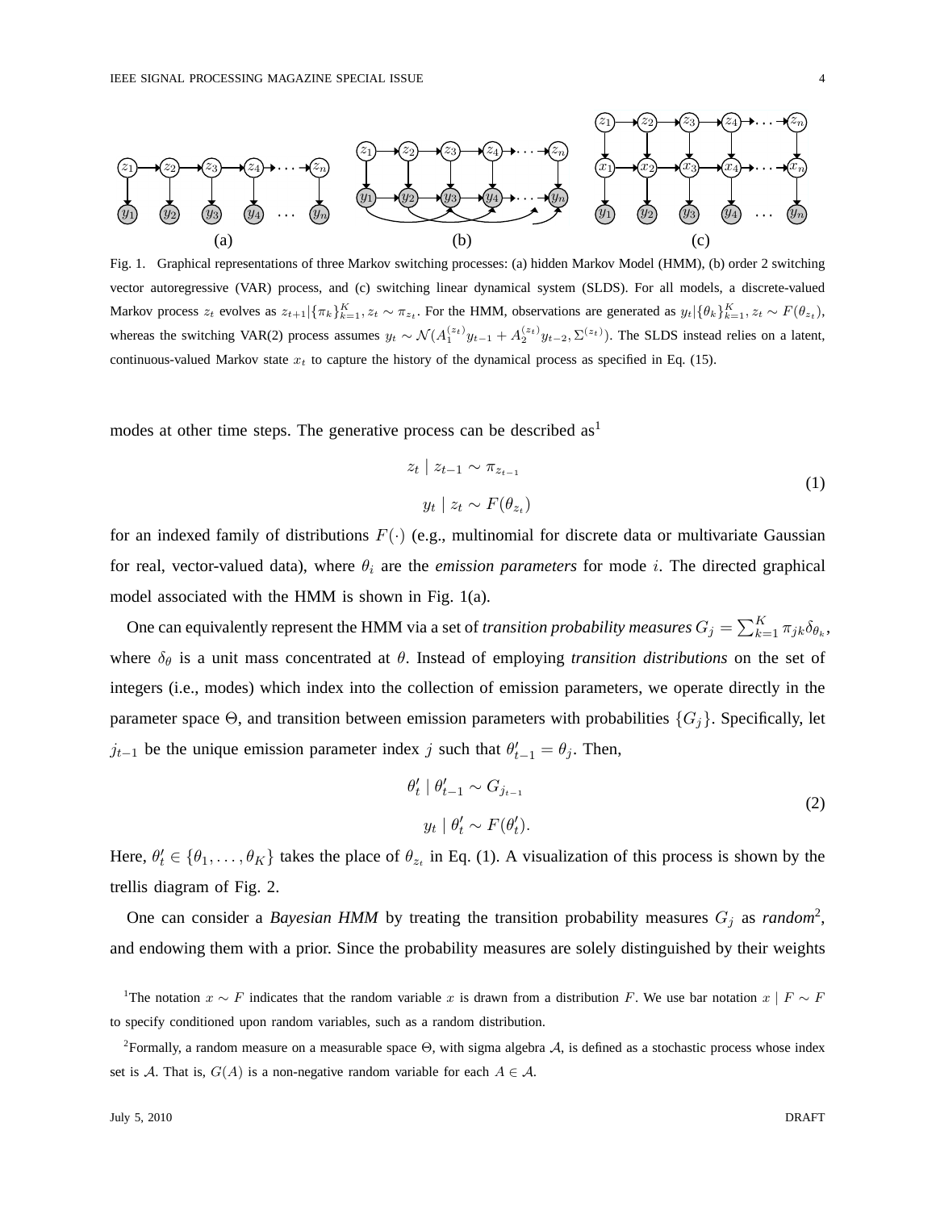Fig. 1. Graphical representations of three Markov switching processes: (a) hidden Markov Model (HMM), (b) order 2 switching vector autoregressive (VAR) process, and (c) switching linear dynamical system (SLDS). For all models, a discrete-valued Markov process $z_t$ evolves as $z_{t+1} | \{\pi_k\}_{k=1}^K, z_t \sim \pi_{z_t}$. For the HMM, observations are generated as $y_t | \{\theta_k\}_{k=1}^K, z_t \sim F(\theta_{z_t})$, whereas the switching VAR(2) process assumes $y_t \sim \mathcal{N}(A_1^{(z_t)} y_{t-1} + A_2^{(z_t)} y_{t-2}, \Sigma^{(z_t)})$. The SLDS instead relies on a latent, continuous-valued Markov state $x_t$ to capture the history of the dynamical process as specified in Eq. (15).

modes at other time steps. The generative process can be described as[1]

$$
\begin{aligned}
z_t \mid z_{t-1} &\sim \pi_{z_{t-1}} \\
y_t \mid z_t &\sim F(\theta_{z_t})
\end{aligned}
\tag{1}
$$

for an indexed family of distributions $F(\cdot)$ (e.g., multinomial for discrete data or multivariate Gaussian for real, vector-valued data), where $\theta_i$ are the *emission parameters* for mode $i$. The directed graphical model associated with the HMM is shown in Fig. 1(a).

One can equivalently represent the HMM via a set of *transition probability measures* $G_j = \sum_{k=1}^K \pi_{jk}\delta_{\theta_k}$, where $\delta_\theta$ is a unit mass concentrated at $\theta$. Instead of employing *transition distributions* on the set of integers (i.e., modes) which index into the collection of emission parameters, we operate directly in the parameter space $\Theta$, and transition between emission parameters with probabilities $\{G_j\}$. Specifically, let $j_{t-1}$ be the unique emission parameter index $j$ such that $\theta'_{t-1} = \theta_j$. Then,

$$
\begin{aligned}
\theta'_t \mid \theta'_{t-1} &\sim G_{j_{t-1}} \\
y_t \mid \theta'_t &\sim F(\theta'_t).
\end{aligned}
\tag{2}
$$

Here, $\theta'_t \in \{\theta_1, \dots, \theta_K\}$ takes the place of $\theta_{z_t}$ in Eq. (1). A visualization of this process is shown by the trellis diagram of Fig. 2.

One can consider a *Bayesian HMM* by treating the transition probability measures $G_j$ as *random*[2], and endowing them with a prior. Since the probability measures are solely distinguished by their weights

[1]The notation $x \sim F$ indicates that the random variable $x$ is drawn from a distribution $F$. We use bar notation $x \mid F \sim F$ to specify conditioned upon random variables, such as a random distribution.

[2]Formally, a random measure on a measurable space $\Theta$, with sigma algebra $\mathcal{A}$, is defined as a stochastic process whose index set is $\mathcal{A}$. That is, $G(A)$ is a non-negative random variable for each $A \in \mathcal{A}$.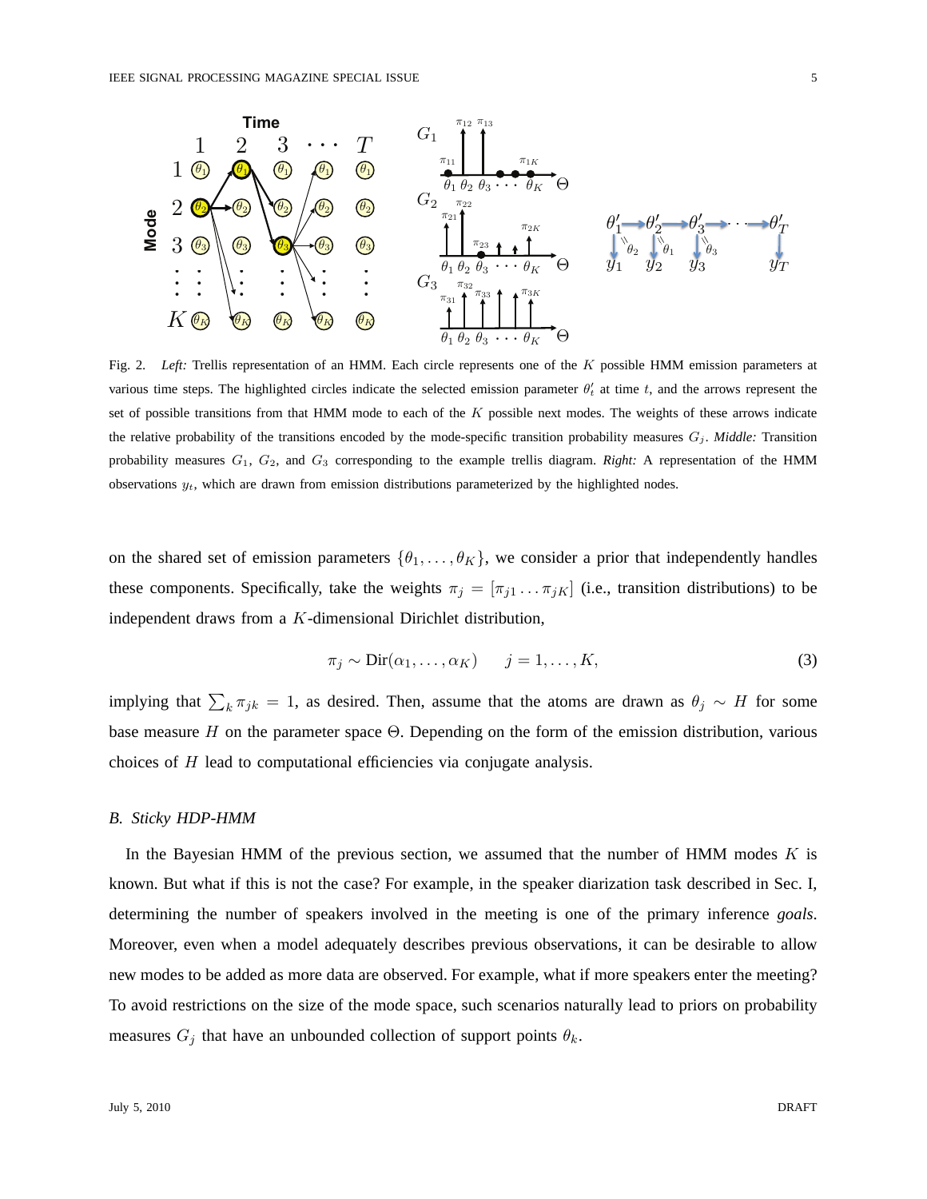Fig. 2. *Left:* Trellis representation of an HMM. Each circle represents one of the $K$ possible HMM emission parameters at various time steps. The highlighted circles indicate the selected emission parameter $\theta'_t$ at time $t$, and the arrows represent the set of possible transitions from that HMM mode to each of the $K$ possible next modes. The weights of these arrows indicate the relative probability of the transitions encoded by the mode-specific transition probability measures $G_j$. *Middle:* Transition probability measures $G_1$, $G_2$, and $G_3$ corresponding to the example trellis diagram. *Right:* A representation of the HMM observations $y_t$, which are drawn from emission distributions parameterized by the highlighted nodes.

on the shared set of emission parameters $\{\theta_1, \ldots, \theta_K\}$, we consider a prior that independently handles these components. Specifically, take the weights $\pi_j = [\pi_{j1} \ldots \pi_{jK}]$ (i.e., transition distributions) to be independent draws from a $K$-dimensional Dirichlet distribution,

$$\pi_j \sim \text{Dir}(\alpha_1, \ldots, \alpha_K) \qquad j = 1, \ldots, K, \tag{3}$$

implying that $\sum_k \pi_{jk} = 1$, as desired. Then, assume that the atoms are drawn as $\theta_j \sim H$ for some base measure $H$ on the parameter space $\Theta$. Depending on the form of the emission distribution, various choices of $H$ lead to computational efficiencies via conjugate analysis.

### *B. Sticky HDP-HMM*

In the Bayesian HMM of the previous section, we assumed that the number of HMM modes $K$ is known. But what if this is not the case? For example, in the speaker diarization task described in Sec. I, determining the number of speakers involved in the meeting is one of the primary inference *goals*. Moreover, even when a model adequately describes previous observations, it can be desirable to allow new modes to be added as more data are observed. For example, what if more speakers enter the meeting? To avoid restrictions on the size of the mode space, such scenarios naturally lead to priors on probability measures $G_j$ that have an unbounded collection of support points $\theta_k$.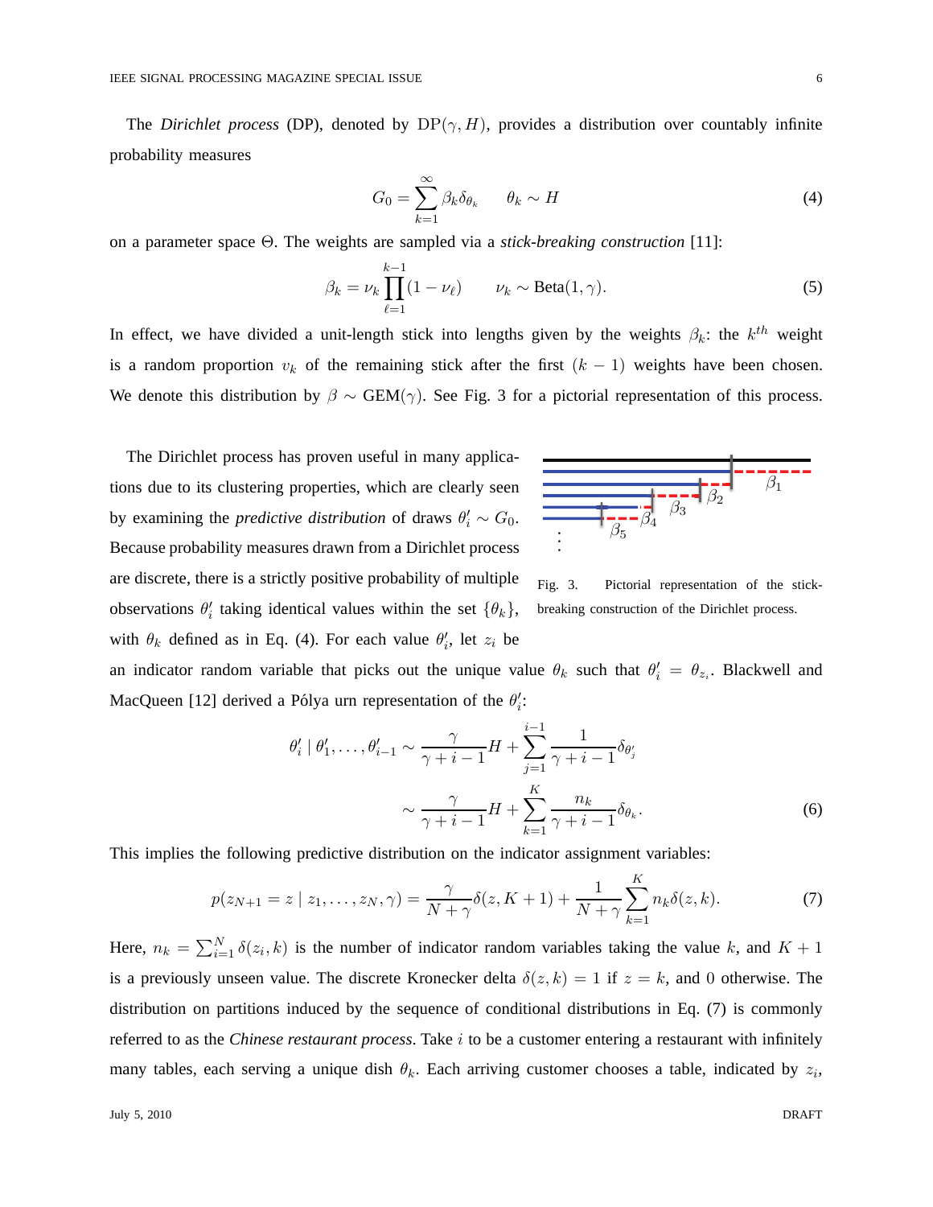The *Dirichlet process* (DP), denoted by $\mathrm{DP}(\gamma, H)$, provides a distribution over countably infinite probability measures

$$G_0 = \sum_{k=1}^{\infty} \beta_k \delta_{\theta_k} \qquad \theta_k \sim H \tag{4}$$

on a parameter space $\Theta$. The weights are sampled via a ***stick-breaking construction*** [11]:

$$\beta_k = \nu_k \prod_{\ell=1}^{k-1}(1-\nu_\ell) \qquad \nu_k \sim \mathrm{Beta}(1, \gamma). \tag{5}$$

In effect, we have divided a unit-length stick into lengths given by the weights $\beta_k$: the $k^{th}$ weight is a random proportion $v_k$ of the remaining stick after the first $(k-1)$ weights have been chosen. We denote this distribution by $\beta \sim \mathrm{GEM}(\gamma)$. See Fig. 3 for a pictorial representation of this process.

The Dirichlet process has proven useful in many applications due to its clustering properties, which are clearly seen by examining the *predictive distribution* of draws $\theta_i' \sim G_0$. Because probability measures drawn from a Dirichlet process are discrete, there is a strictly positive probability of multiple observations $\theta_i'$ taking identical values within the set $\{\theta_k\}$, with $\theta_k$ defined as in Eq. (4). For each value $\theta_i'$, let $z_i$ be an indicator random variable that picks out the unique value $\theta_k$ such that $\theta_i' = \theta_{z_i}$. Blackwell and MacQueen [12] derived a Pólya urn representation of the $\theta_i'$:

Fig. 3. Pictorial representation of the stick-breaking construction of the Dirichlet process.

$$\begin{aligned}
\theta_i' \mid \theta_1', \ldots, \theta_{i-1}' &\sim \frac{\gamma}{\gamma + i - 1} H + \sum_{j=1}^{i-1} \frac{1}{\gamma + i - 1} \delta_{\theta_j'} \\
&\sim \frac{\gamma}{\gamma + i - 1} H + \sum_{k=1}^{K} \frac{n_k}{\gamma + i - 1} \delta_{\theta_k}.
\end{aligned} \tag{6}$$

This implies the following predictive distribution on the indicator assignment variables:

$$p(z_{N+1} = z \mid z_1, \ldots, z_N, \gamma) = \frac{\gamma}{N+\gamma} \delta(z, K+1) + \frac{1}{N+\gamma} \sum_{k=1}^{K} n_k \delta(z, k). \tag{7}$$

Here, $n_k = \sum_{i=1}^{N} \delta(z_i, k)$ is the number of indicator random variables taking the value $k$, and $K+1$ is a previously unseen value. The discrete Kronecker delta $\delta(z, k) = 1$ if $z = k$, and 0 otherwise. The distribution on partitions induced by the sequence of conditional distributions in Eq. (7) is commonly referred to as the *Chinese restaurant process*. Take $i$ to be a customer entering a restaurant with infinitely many tables, each serving a unique dish $\theta_k$. Each arriving customer chooses a table, indicated by $z_i$,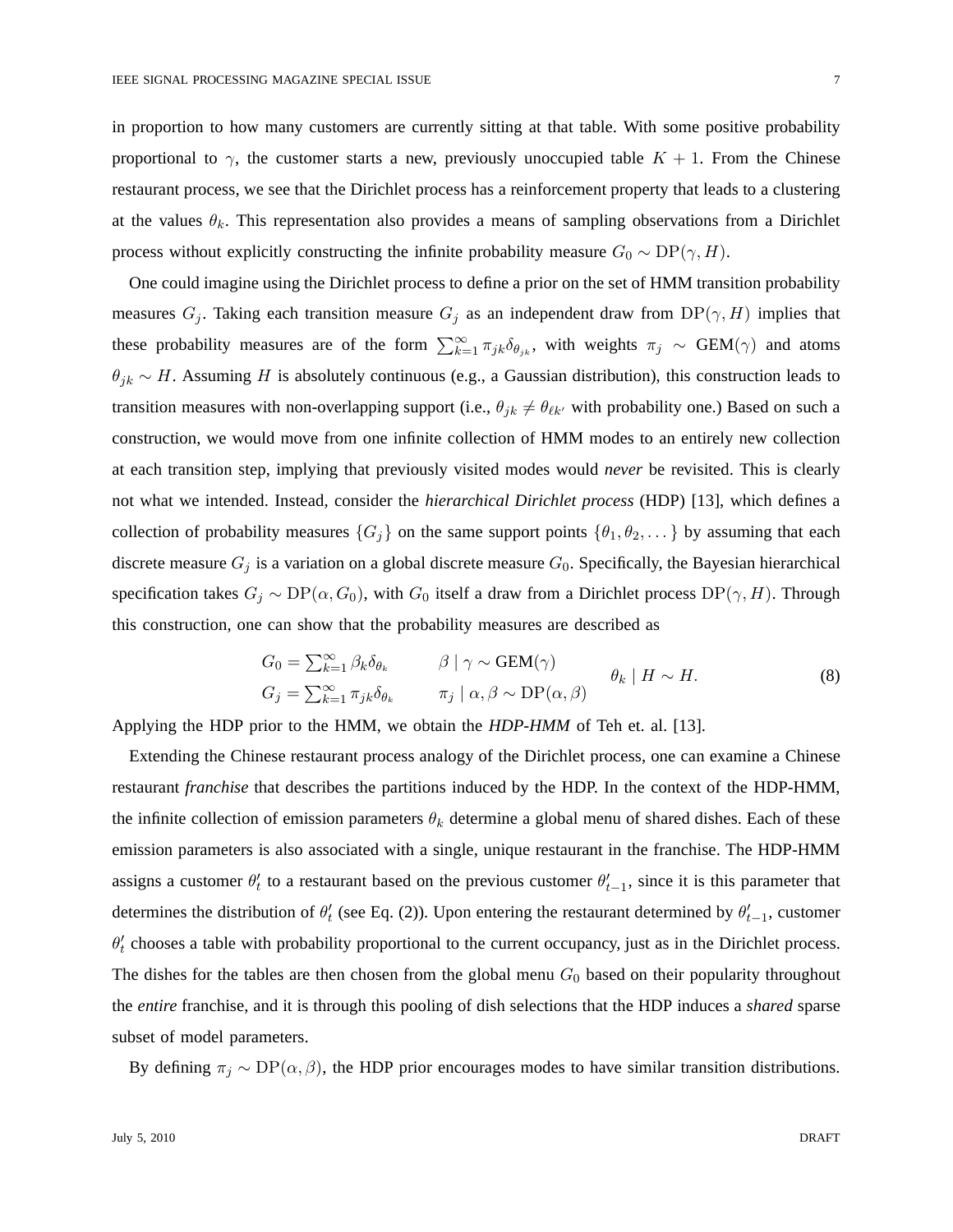in proportion to how many customers are currently sitting at that table. With some positive probability proportional to $\gamma$, the customer starts a new, previously unoccupied table $K+1$. From the Chinese restaurant process, we see that the Dirichlet process has a reinforcement property that leads to a clustering at the values $\theta_k$. This representation also provides a means of sampling observations from a Dirichlet process without explicitly constructing the infinite probability measure $G_0 \sim \mathrm{DP}(\gamma, H)$.

One could imagine using the Dirichlet process to define a prior on the set of HMM transition probability measures $G_j$. Taking each transition measure $G_j$ as an independent draw from $\mathrm{DP}(\gamma, H)$ implies that these probability measures are of the form $\sum_{k=1}^{\infty} \pi_{jk} \delta_{\theta_{jk}}$, with weights $\pi_j \sim \mathrm{GEM}(\gamma)$ and atoms $\theta_{jk} \sim H$. Assuming $H$ is absolutely continuous (e.g., a Gaussian distribution), this construction leads to transition measures with non-overlapping support (i.e., $\theta_{jk} \neq \theta_{\ell k'}$ with probability one.) Based on such a construction, we would move from one infinite collection of HMM modes to an entirely new collection at each transition step, implying that previously visited modes would *never* be revisited. This is clearly not what we intended. Instead, consider the *hierarchical Dirichlet process* (HDP) [13], which defines a collection of probability measures $\{G_j\}$ on the same support points $\{\theta_1, \theta_2, \dots\}$ by assuming that each discrete measure $G_j$ is a variation on a global discrete measure $G_0$. Specifically, the Bayesian hierarchical specification takes $G_j \sim \mathrm{DP}(\alpha, G_0)$, with $G_0$ itself a draw from a Dirichlet process $\mathrm{DP}(\gamma, H)$. Through this construction, one can show that the probability measures are described as

$$
\begin{array}{lll}
G_0 = \sum_{k=1}^{\infty} \beta_k \delta_{\theta_k} & \beta \mid \gamma \sim \mathrm{GEM}(\gamma) & \\
G_j = \sum_{k=1}^{\infty} \pi_{jk} \delta_{\theta_k} & \pi_j \mid \alpha, \beta \sim \mathrm{DP}(\alpha, \beta) & \theta_k \mid H \sim H.
\end{array}
\tag{8}
$$

Applying the HDP prior to the HMM, we obtain the ***HDP-HMM*** of Teh et. al. [13].

Extending the Chinese restaurant process analogy of the Dirichlet process, one can examine a Chinese restaurant *franchise* that describes the partitions induced by the HDP. In the context of the HDP-HMM, the infinite collection of emission parameters $\theta_k$ determine a global menu of shared dishes. Each of these emission parameters is also associated with a single, unique restaurant in the franchise. The HDP-HMM assigns a customer $\theta'_t$ to a restaurant based on the previous customer $\theta'_{t-1}$, since it is this parameter that determines the distribution of $\theta'_t$ (see Eq. (2)). Upon entering the restaurant determined by $\theta'_{t-1}$, customer $\theta'_t$ chooses a table with probability proportional to the current occupancy, just as in the Dirichlet process. The dishes for the tables are then chosen from the global menu $G_0$ based on their popularity throughout the *entire* franchise, and it is through this pooling of dish selections that the HDP induces a *shared* sparse subset of model parameters.

By defining $\pi_j \sim \mathrm{DP}(\alpha, \beta)$, the HDP prior encourages modes to have similar transition distributions.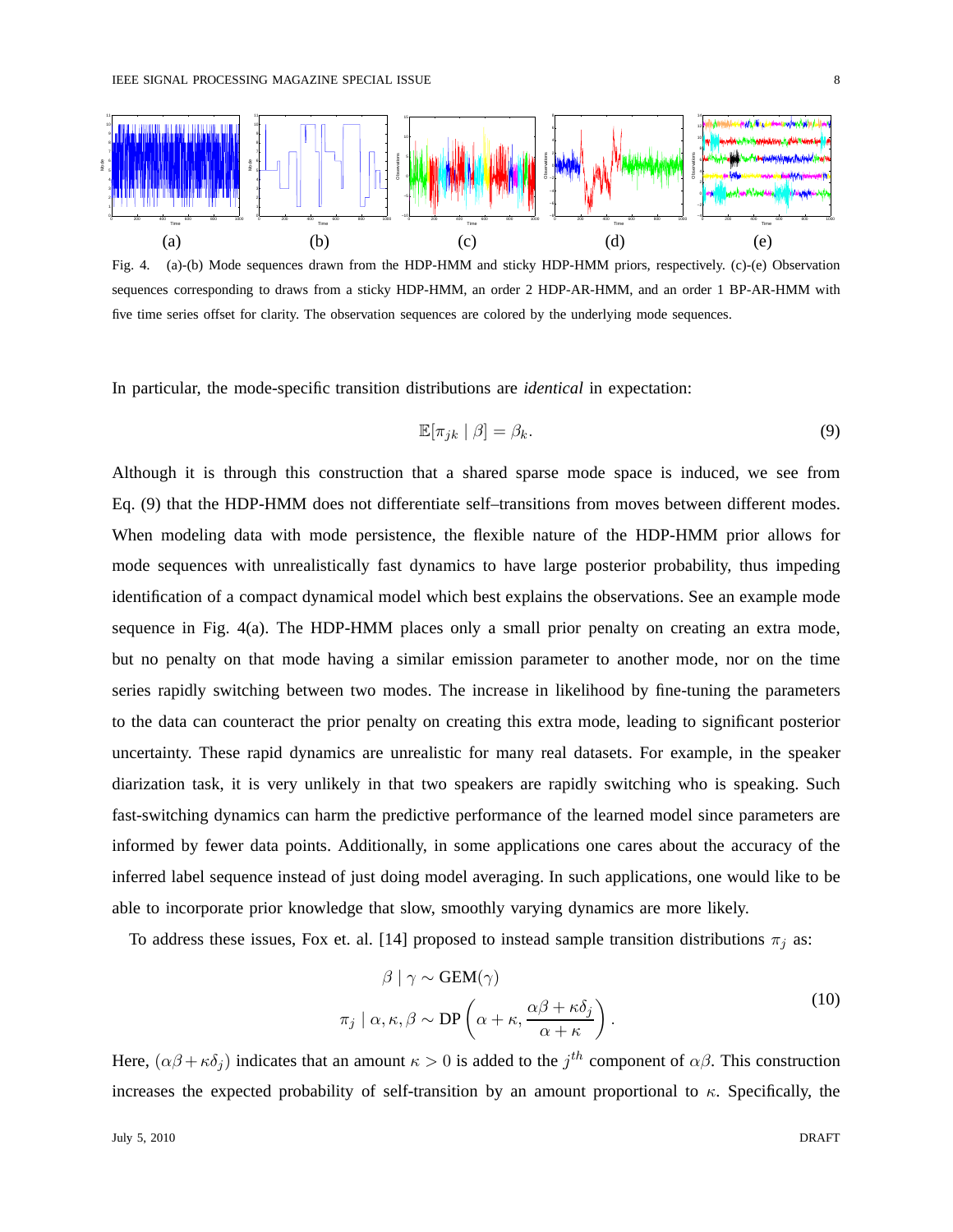(a) (b) (c) (d) (e)

Fig. 4. (a)-(b) Mode sequences drawn from the HDP-HMM and sticky HDP-HMM priors, respectively. (c)-(e) Observation sequences corresponding to draws from a sticky HDP-HMM, an order 2 HDP-AR-HMM, and an order 1 BP-AR-HMM with five time series offset for clarity. The observation sequences are colored by the underlying mode sequences.

In particular, the mode-specific transition distributions are *identical* in expectation:

$$\mathbb{E}[\pi_{jk} \mid \beta] = \beta_k. \tag{9}$$

Although it is through this construction that a shared sparse mode space is induced, we see from Eq. (9) that the HDP-HMM does not differentiate self–transitions from moves between different modes. When modeling data with mode persistence, the flexible nature of the HDP-HMM prior allows for mode sequences with unrealistically fast dynamics to have large posterior probability, thus impeding identification of a compact dynamical model which best explains the observations. See an example mode sequence in Fig. 4(a). The HDP-HMM places only a small prior penalty on creating an extra mode, but no penalty on that mode having a similar emission parameter to another mode, nor on the time series rapidly switching between two modes. The increase in likelihood by fine-tuning the parameters to the data can counteract the prior penalty on creating this extra mode, leading to significant posterior uncertainty. These rapid dynamics are unrealistic for many real datasets. For example, in the speaker diarization task, it is very unlikely in that two speakers are rapidly switching who is speaking. Such fast-switching dynamics can harm the predictive performance of the learned model since parameters are informed by fewer data points. Additionally, in some applications one cares about the accuracy of the inferred label sequence instead of just doing model averaging. In such applications, one would like to be able to incorporate prior knowledge that slow, smoothly varying dynamics are more likely.

To address these issues, Fox et. al. [14] proposed to instead sample transition distributions $\pi_j$ as:

$$\begin{aligned}
\beta \mid \gamma &\sim \text{GEM}(\gamma) \\
\pi_j \mid \alpha, \kappa, \beta &\sim \text{DP}\left(\alpha + \kappa, \frac{\alpha\beta + \kappa\delta_j}{\alpha + \kappa}\right).
\end{aligned} \tag{10}$$

Here, $(\alpha\beta + \kappa\delta_j)$ indicates that an amount $\kappa > 0$ is added to the $j^{th}$ component of $\alpha\beta$. This construction increases the expected probability of self-transition by an amount proportional to $\kappa$. Specifically, the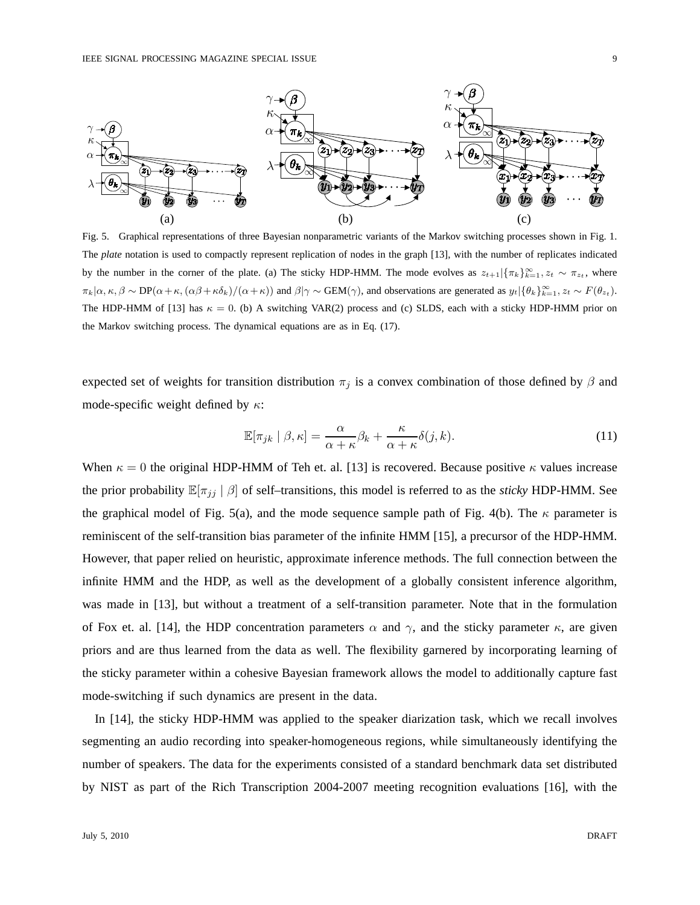Fig. 5. Graphical representations of three Bayesian nonparametric variants of the Markov switching processes shown in Fig. 1. The *plate* notation is used to compactly represent replication of nodes in the graph [13], with the number of replicates indicated by the number in the corner of the plate. (a) The sticky HDP-HMM. The mode evolves as $z_{t+1}|\{\pi_k\}_{k=1}^{\infty}, z_t \sim \pi_{z_t}$, where $\pi_k|\alpha,\kappa,\beta \sim \mathrm{DP}(\alpha+\kappa, (\alpha\beta+\kappa\delta_k)/(\alpha+\kappa))$ and $\beta|\gamma \sim \mathrm{GEM}(\gamma)$, and observations are generated as $y_t|\{\theta_k\}_{k=1}^{\infty}, z_t \sim F(\theta_{z_t})$. The HDP-HMM of [13] has $\kappa = 0$. (b) A switching VAR(2) process and (c) SLDS, each with a sticky HDP-HMM prior on the Markov switching process. The dynamical equations are as in Eq. (17).

expected set of weights for transition distribution $\pi_j$ is a convex combination of those defined by $\beta$ and mode-specific weight defined by $\kappa$:

$$\mathbb{E}[\pi_{jk} \mid \beta, \kappa] = \frac{\alpha}{\alpha+\kappa}\beta_k + \frac{\kappa}{\alpha+\kappa}\delta(j,k). \tag{11}$$

When $\kappa = 0$ the original HDP-HMM of Teh et. al. [13] is recovered. Because positive $\kappa$ values increase the prior probability $\mathbb{E}[\pi_{jj} \mid \beta]$ of self–transitions, this model is referred to as the *sticky* HDP-HMM. See the graphical model of Fig. 5(a), and the mode sequence sample path of Fig. 4(b). The $\kappa$ parameter is reminiscent of the self-transition bias parameter of the infinite HMM [15], a precursor of the HDP-HMM. However, that paper relied on heuristic, approximate inference methods. The full connection between the infinite HMM and the HDP, as well as the development of a globally consistent inference algorithm, was made in [13], but without a treatment of a self-transition parameter. Note that in the formulation of Fox et. al. [14], the HDP concentration parameters $\alpha$ and $\gamma$, and the sticky parameter $\kappa$, are given priors and are thus learned from the data as well. The flexibility garnered by incorporating learning of the sticky parameter within a cohesive Bayesian framework allows the model to additionally capture fast mode-switching if such dynamics are present in the data.

In [14], the sticky HDP-HMM was applied to the speaker diarization task, which we recall involves segmenting an audio recording into speaker-homogeneous regions, while simultaneously identifying the number of speakers. The data for the experiments consisted of a standard benchmark data set distributed by NIST as part of the Rich Transcription 2004-2007 meeting recognition evaluations [16], with the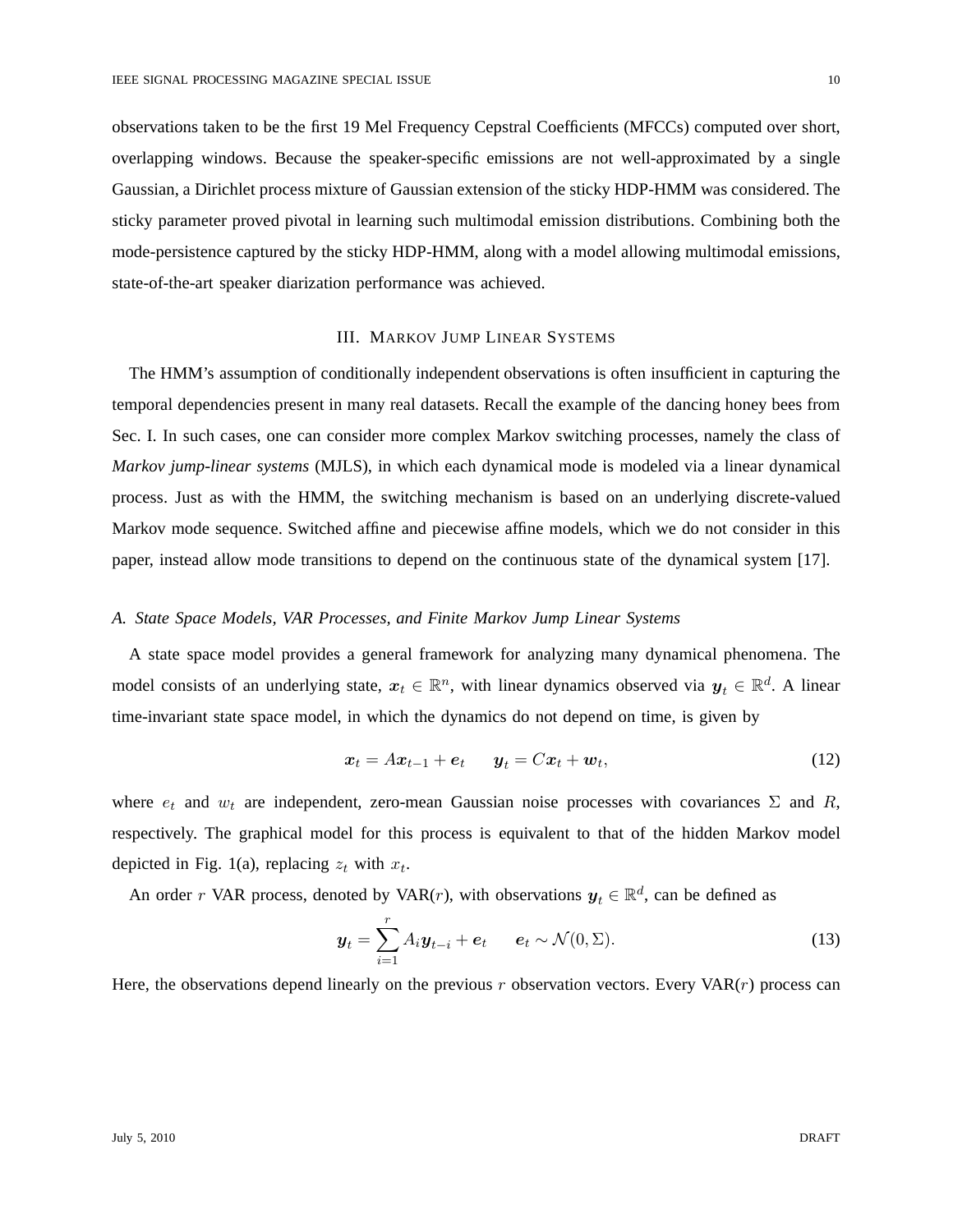observations taken to be the first 19 Mel Frequency Cepstral Coefficients (MFCCs) computed over short, overlapping windows. Because the speaker-specific emissions are not well-approximated by a single Gaussian, a Dirichlet process mixture of Gaussian extension of the sticky HDP-HMM was considered. The sticky parameter proved pivotal in learning such multimodal emission distributions. Combining both the mode-persistence captured by the sticky HDP-HMM, along with a model allowing multimodal emissions, state-of-the-art speaker diarization performance was achieved.

## III. Markov Jump Linear Systems

The HMM's assumption of conditionally independent observations is often insufficient in capturing the temporal dependencies present in many real datasets. Recall the example of the dancing honey bees from Sec. I. In such cases, one can consider more complex Markov switching processes, namely the class of *Markov jump-linear systems* (MJLS), in which each dynamical mode is modeled via a linear dynamical process. Just as with the HMM, the switching mechanism is based on an underlying discrete-valued Markov mode sequence. Switched affine and piecewise affine models, which we do not consider in this paper, instead allow mode transitions to depend on the continuous state of the dynamical system [17].

### *A. State Space Models, VAR Processes, and Finite Markov Jump Linear Systems*

A state space model provides a general framework for analyzing many dynamical phenomena. The model consists of an underlying state, $\boldsymbol{x}_t \in \mathbb{R}^n$, with linear dynamics observed via $\boldsymbol{y}_t \in \mathbb{R}^d$. A linear time-invariant state space model, in which the dynamics do not depend on time, is given by

$$\boldsymbol{x}_t = A\boldsymbol{x}_{t-1} + \boldsymbol{e}_t \qquad \boldsymbol{y}_t = C\boldsymbol{x}_t + \boldsymbol{w}_t, \tag{12}$$

where $e_t$ and $w_t$ are independent, zero-mean Gaussian noise processes with covariances $\Sigma$ and $R$, respectively. The graphical model for this process is equivalent to that of the hidden Markov model depicted in Fig. 1(a), replacing $z_t$ with $x_t$.

An order $r$ VAR process, denoted by VAR($r$), with observations $\boldsymbol{y}_t \in \mathbb{R}^d$, can be defined as

$$\boldsymbol{y}_t = \sum_{i=1}^{r} A_i \boldsymbol{y}_{t-i} + \boldsymbol{e}_t \qquad \boldsymbol{e}_t \sim \mathcal{N}(0, \Sigma). \tag{13}$$

Here, the observations depend linearly on the previous $r$ observation vectors. Every VAR($r$) process can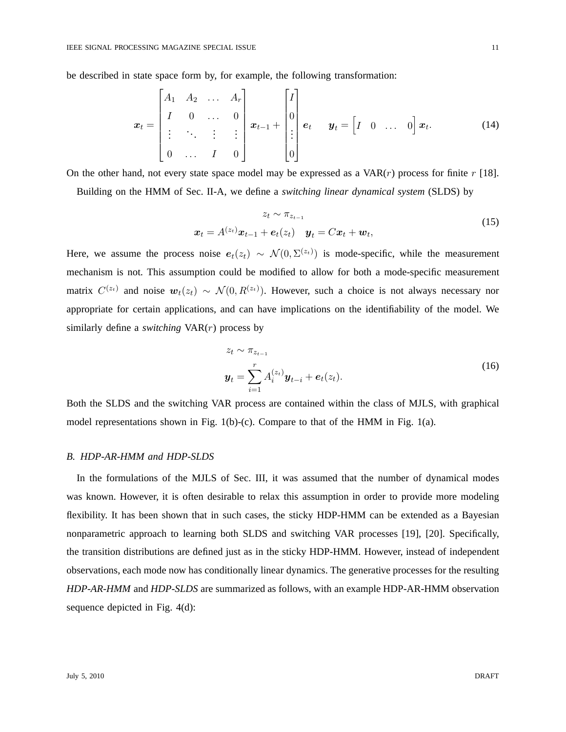be described in state space form by, for example, the following transformation:

$$
\boldsymbol{x}_t = \begin{bmatrix} A_1 & A_2 & \dots & A_r \\ I & 0 & \dots & 0 \\ \vdots & \ddots & \vdots & \vdots \\ 0 & \dots & I & 0 \end{bmatrix} \boldsymbol{x}_{t-1} + \begin{bmatrix} I \\ 0 \\ \vdots \\ 0 \end{bmatrix} \boldsymbol{e}_t \qquad \boldsymbol{y}_t = \begin{bmatrix} I & 0 & \dots & 0 \end{bmatrix} \boldsymbol{x}_t. \tag{14}
$$

On the other hand, not every state space model may be expressed as a VAR($r$) process for finite $r$ [18].

Building on the HMM of Sec. II-A, we define a *switching linear dynamical system* (SLDS) by

$$
\begin{aligned}
z_t &\sim \pi_{z_{t-1}} \\
\boldsymbol{x}_t &= A^{(z_t)} \boldsymbol{x}_{t-1} + \boldsymbol{e}_t(z_t) \quad \boldsymbol{y}_t = C\boldsymbol{x}_t + \boldsymbol{w}_t,
\end{aligned} \tag{15}
$$

Here, we assume the process noise $\boldsymbol{e}_t(z_t) \sim \mathcal{N}(0, \Sigma^{(z_t)})$ is mode-specific, while the measurement mechanism is not. This assumption could be modified to allow for both a mode-specific measurement matrix $C^{(z_t)}$ and noise $\boldsymbol{w}_t(z_t) \sim \mathcal{N}(0, R^{(z_t)})$. However, such a choice is not always necessary nor appropriate for certain applications, and can have implications on the identifiability of the model. We similarly define a *switching* VAR($r$) process by

$$
\begin{aligned}
z_t &\sim \pi_{z_{t-1}} \\
\boldsymbol{y}_t &= \sum_{i=1}^{r} A_i^{(z_t)} \boldsymbol{y}_{t-i} + \boldsymbol{e}_t(z_t).
\end{aligned} \tag{16}
$$

Both the SLDS and the switching VAR process are contained within the class of MJLS, with graphical model representations shown in Fig. 1(b)-(c). Compare to that of the HMM in Fig. 1(a).

### *B. HDP-AR-HMM and HDP-SLDS*

In the formulations of the MJLS of Sec. III, it was assumed that the number of dynamical modes was known. However, it is often desirable to relax this assumption in order to provide more modeling flexibility. It has been shown that in such cases, the sticky HDP-HMM can be extended as a Bayesian nonparametric approach to learning both SLDS and switching VAR processes [19], [20]. Specifically, the transition distributions are defined just as in the sticky HDP-HMM. However, instead of independent observations, each mode now has conditionally linear dynamics. The generative processes for the resulting *HDP-AR-HMM* and *HDP-SLDS* are summarized as follows, with an example HDP-AR-HMM observation sequence depicted in Fig. 4(d):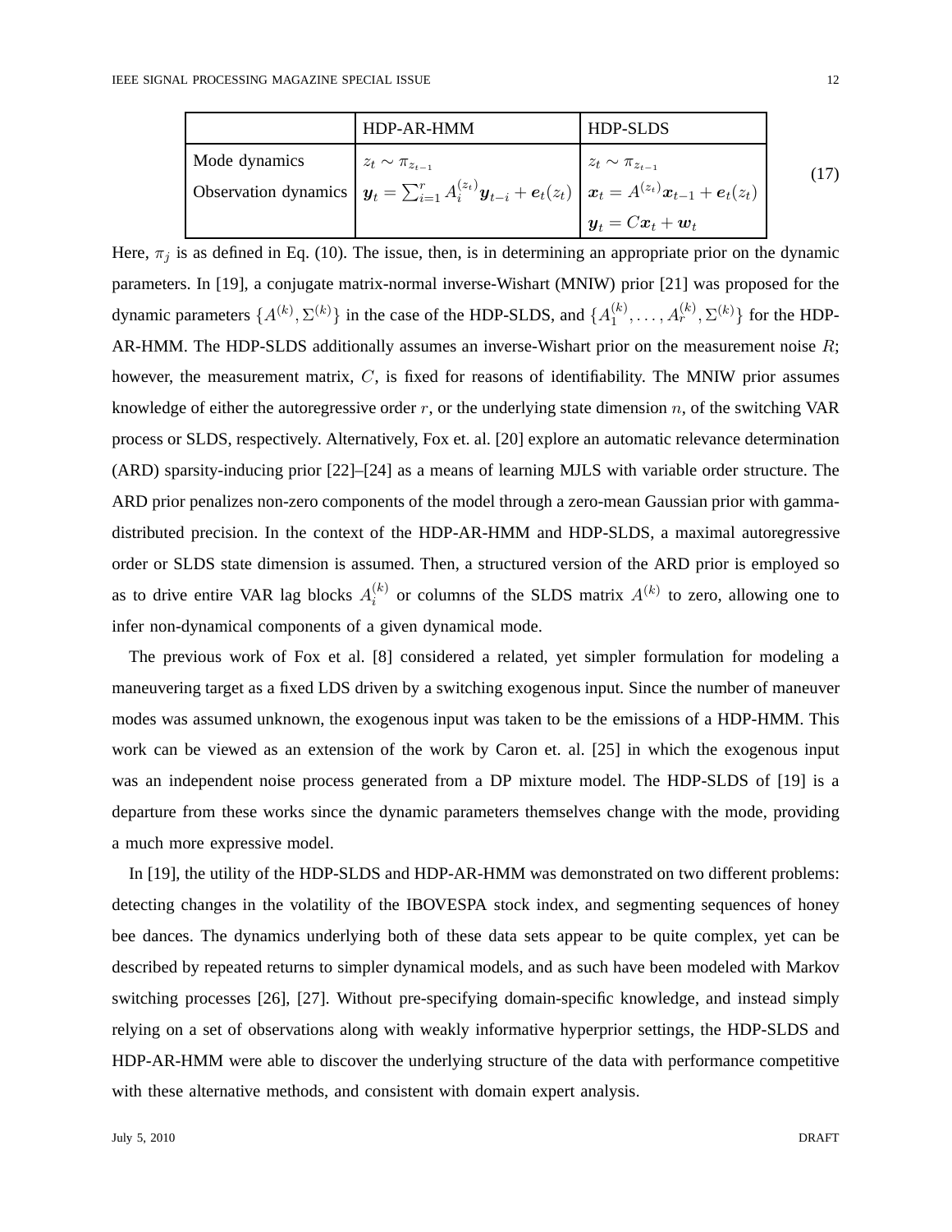| | HDP-AR-HMM | HDP-SLDS |
|---|---|---|
| Mode dynamics | $z_t \sim \pi_{z_{t-1}}$ | $z_t \sim \pi_{z_{t-1}}$ |
| Observation dynamics | $\boldsymbol{y}_t = \sum_{i=1}^{r} A_i^{(z_t)} \boldsymbol{y}_{t-i} + \boldsymbol{e}_t(z_t)$ | $\boldsymbol{x}_t = A^{(z_t)} \boldsymbol{x}_{t-1} + \boldsymbol{e}_t(z_t)$ |
| | | $\boldsymbol{y}_t = C\boldsymbol{x}_t + \boldsymbol{w}_t$ |

(17)

Here, $\pi_j$ is as defined in Eq. (10). The issue, then, is in determining an appropriate prior on the dynamic parameters. In [19], a conjugate matrix-normal inverse-Wishart (MNIW) prior [21] was proposed for the dynamic parameters $\{A^{(k)}, \Sigma^{(k)}\}$ in the case of the HDP-SLDS, and $\{A_1^{(k)}, \dots, A_r^{(k)}, \Sigma^{(k)}\}$ for the HDP-AR-HMM. The HDP-SLDS additionally assumes an inverse-Wishart prior on the measurement noise $R$; however, the measurement matrix, $C$, is fixed for reasons of identifiability. The MNIW prior assumes knowledge of either the autoregressive order $r$, or the underlying state dimension $n$, of the switching VAR process or SLDS, respectively. Alternatively, Fox et. al. [20] explore an automatic relevance determination (ARD) sparsity-inducing prior [22]–[24] as a means of learning MJLS with variable order structure. The ARD prior penalizes non-zero components of the model through a zero-mean Gaussian prior with gamma-distributed precision. In the context of the HDP-AR-HMM and HDP-SLDS, a maximal autoregressive order or SLDS state dimension is assumed. Then, a structured version of the ARD prior is employed so as to drive entire VAR lag blocks $A_i^{(k)}$ or columns of the SLDS matrix $A^{(k)}$ to zero, allowing one to infer non-dynamical components of a given dynamical mode.

The previous work of Fox et al. [8] considered a related, yet simpler formulation for modeling a maneuvering target as a fixed LDS driven by a switching exogenous input. Since the number of maneuver modes was assumed unknown, the exogenous input was taken to be the emissions of a HDP-HMM. This work can be viewed as an extension of the work by Caron et. al. [25] in which the exogenous input was an independent noise process generated from a DP mixture model. The HDP-SLDS of [19] is a departure from these works since the dynamic parameters themselves change with the mode, providing a much more expressive model.

In [19], the utility of the HDP-SLDS and HDP-AR-HMM was demonstrated on two different problems: detecting changes in the volatility of the IBOVESPA stock index, and segmenting sequences of honey bee dances. The dynamics underlying both of these data sets appear to be quite complex, yet can be described by repeated returns to simpler dynamical models, and as such have been modeled with Markov switching processes [26], [27]. Without pre-specifying domain-specific knowledge, and instead simply relying on a set of observations along with weakly informative hyperprior settings, the HDP-SLDS and HDP-AR-HMM were able to discover the underlying structure of the data with performance competitive with these alternative methods, and consistent with domain expert analysis.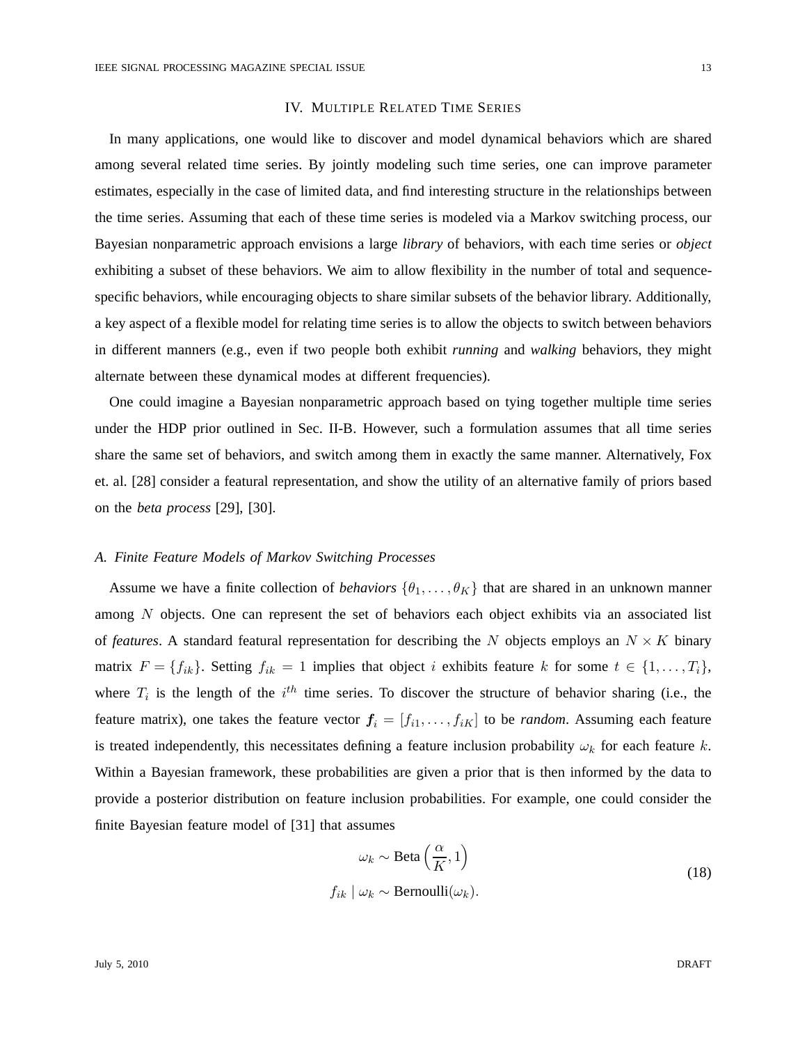## IV. Multiple Related Time Series

In many applications, one would like to discover and model dynamical behaviors which are shared among several related time series. By jointly modeling such time series, one can improve parameter estimates, especially in the case of limited data, and find interesting structure in the relationships between the time series. Assuming that each of these time series is modeled via a Markov switching process, our Bayesian nonparametric approach envisions a large *library* of behaviors, with each time series or *object* exhibiting a subset of these behaviors. We aim to allow flexibility in the number of total and sequence-specific behaviors, while encouraging objects to share similar subsets of the behavior library. Additionally, a key aspect of a flexible model for relating time series is to allow the objects to switch between behaviors in different manners (e.g., even if two people both exhibit *running* and *walking* behaviors, they might alternate between these dynamical modes at different frequencies).

One could imagine a Bayesian nonparametric approach based on tying together multiple time series under the HDP prior outlined in Sec. II-B. However, such a formulation assumes that all time series share the same set of behaviors, and switch among them in exactly the same manner. Alternatively, Fox et. al. [28] consider a featural representation, and show the utility of an alternative family of priors based on the *beta process* [29], [30].

### A. Finite Feature Models of Markov Switching Processes

Assume we have a finite collection of *behaviors* $\{\theta_1, \dots, \theta_K\}$ that are shared in an unknown manner among $N$ objects. One can represent the set of behaviors each object exhibits via an associated list of *features*. A standard featural representation for describing the $N$ objects employs an $N \times K$ binary matrix $F = \{f_{ik}\}$. Setting $f_{ik} = 1$ implies that object $i$ exhibits feature $k$ for some $t \in \{1, \dots, T_i\}$, where $T_i$ is the length of the $i^{th}$ time series. To discover the structure of behavior sharing (i.e., the feature matrix), one takes the feature vector $\boldsymbol{f}_i = [f_{i1}, \dots, f_{iK}]$ to be *random*. Assuming each feature is treated independently, this necessitates defining a feature inclusion probability $\omega_k$ for each feature $k$. Within a Bayesian framework, these probabilities are given a prior that is then informed by the data to provide a posterior distribution on feature inclusion probabilities. For example, one could consider the finite Bayesian feature model of [31] that assumes

$$
\begin{aligned}
\omega_k &\sim \text{Beta}\left(\frac{\alpha}{K}, 1\right) \\
f_{ik} \mid \omega_k &\sim \text{Bernoulli}(\omega_k).
\end{aligned}
\tag{18}
$$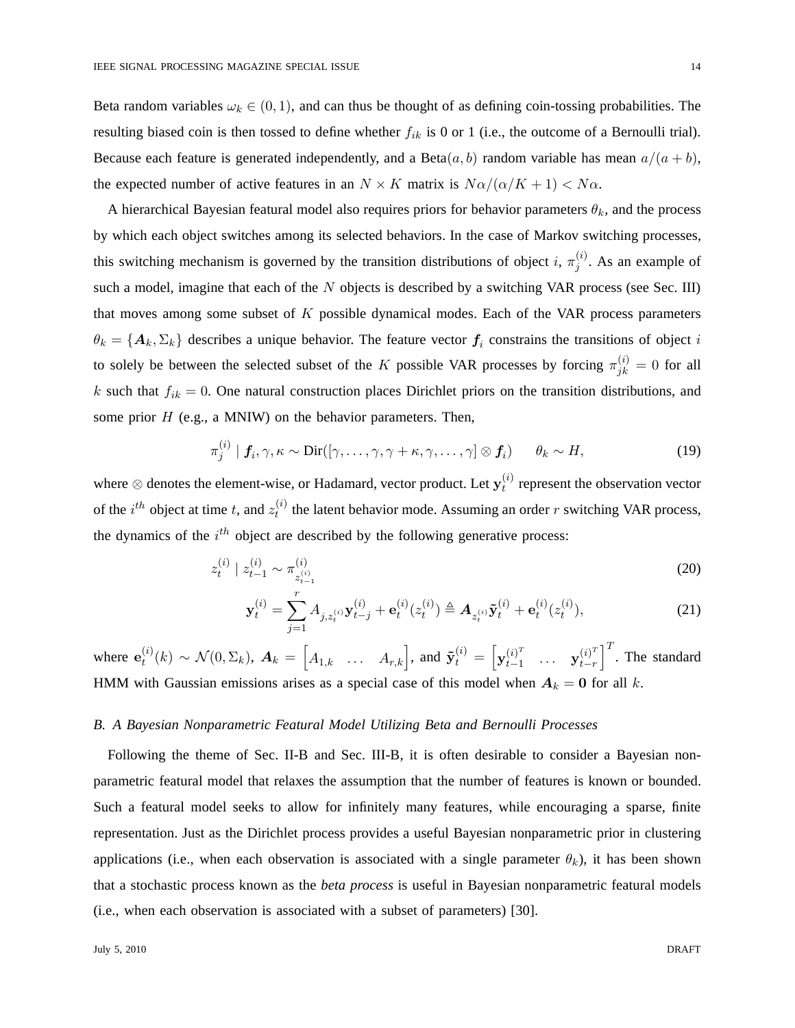Beta random variables $\omega_k \in (0,1)$, and can thus be thought of as defining coin-tossing probabilities. The resulting biased coin is then tossed to define whether $f_{ik}$ is 0 or 1 (i.e., the outcome of a Bernoulli trial). Because each feature is generated independently, and a Beta$(a,b)$ random variable has mean $a/(a+b)$, the expected number of active features in an $N \times K$ matrix is $N\alpha/(\alpha/K + 1) < N\alpha$.

A hierarchical Bayesian featural model also requires priors for behavior parameters $\theta_k$, and the process by which each object switches among its selected behaviors. In the case of Markov switching processes, this switching mechanism is governed by the transition distributions of object $i$, $\pi_j^{(i)}$. As an example of such a model, imagine that each of the $N$ objects is described by a switching VAR process (see Sec. III) that moves among some subset of $K$ possible dynamical modes. Each of the VAR process parameters $\theta_k = \{\boldsymbol{A}_k, \Sigma_k\}$ describes a unique behavior. The feature vector $\boldsymbol{f}_i$ constrains the transitions of object $i$ to solely be between the selected subset of the $K$ possible VAR processes by forcing $\pi_{jk}^{(i)} = 0$ for all $k$ such that $f_{ik} = 0$. One natural construction places Dirichlet priors on the transition distributions, and some prior $H$ (e.g., a MNIW) on the behavior parameters. Then,

$$\pi_j^{(i)} \mid \boldsymbol{f}_i, \gamma, \kappa \sim \text{Dir}([\gamma, \dots, \gamma, \gamma + \kappa, \gamma, \dots, \gamma] \otimes \boldsymbol{f}_i) \qquad \theta_k \sim H, \tag{19}$$

where $\otimes$ denotes the element-wise, or Hadamard, vector product. Let $\mathbf{y}_t^{(i)}$ represent the observation vector of the $i^{th}$ object at time $t$, and $z_t^{(i)}$ the latent behavior mode. Assuming an order $r$ switching VAR process, the dynamics of the $i^{th}$ object are described by the following generative process:

$$z_t^{(i)} \mid z_{t-1}^{(i)} \sim \pi_{z_{t-1}^{(i)}}^{(i)} \tag{20}$$

$$\mathbf{y}_t^{(i)} = \sum_{j=1}^{r} A_{j, z_t^{(i)}} \mathbf{y}_{t-j}^{(i)} + \mathbf{e}_t^{(i)}(z_t^{(i)}) \triangleq \boldsymbol{A}_{z_t^{(i)}} \tilde{\mathbf{y}}_t^{(i)} + \mathbf{e}_t^{(i)}(z_t^{(i)}), \tag{21}$$

where $\mathbf{e}_t^{(i)}(k) \sim \mathcal{N}(0, \Sigma_k)$, $\boldsymbol{A}_k = \begin{bmatrix} A_{1,k} & \dots & A_{r,k} \end{bmatrix}$, and $\tilde{\mathbf{y}}_t^{(i)} = \begin{bmatrix} \mathbf{y}_{t-1}^{(i)^T} & \dots & \mathbf{y}_{t-r}^{(i)^T} \end{bmatrix}^T$. The standard HMM with Gaussian emissions arises as a special case of this model when $\boldsymbol{A}_k = \mathbf{0}$ for all $k$.

### *B. A Bayesian Nonparametric Featural Model Utilizing Beta and Bernoulli Processes*

Following the theme of Sec. II-B and Sec. III-B, it is often desirable to consider a Bayesian nonparametric featural model that relaxes the assumption that the number of features is known or bounded. Such a featural model seeks to allow for infinitely many features, while encouraging a sparse, finite representation. Just as the Dirichlet process provides a useful Bayesian nonparametric prior in clustering applications (i.e., when each observation is associated with a single parameter $\theta_k$), it has been shown that a stochastic process known as the *beta process* is useful in Bayesian nonparametric featural models (i.e., when each observation is associated with a subset of parameters) [30].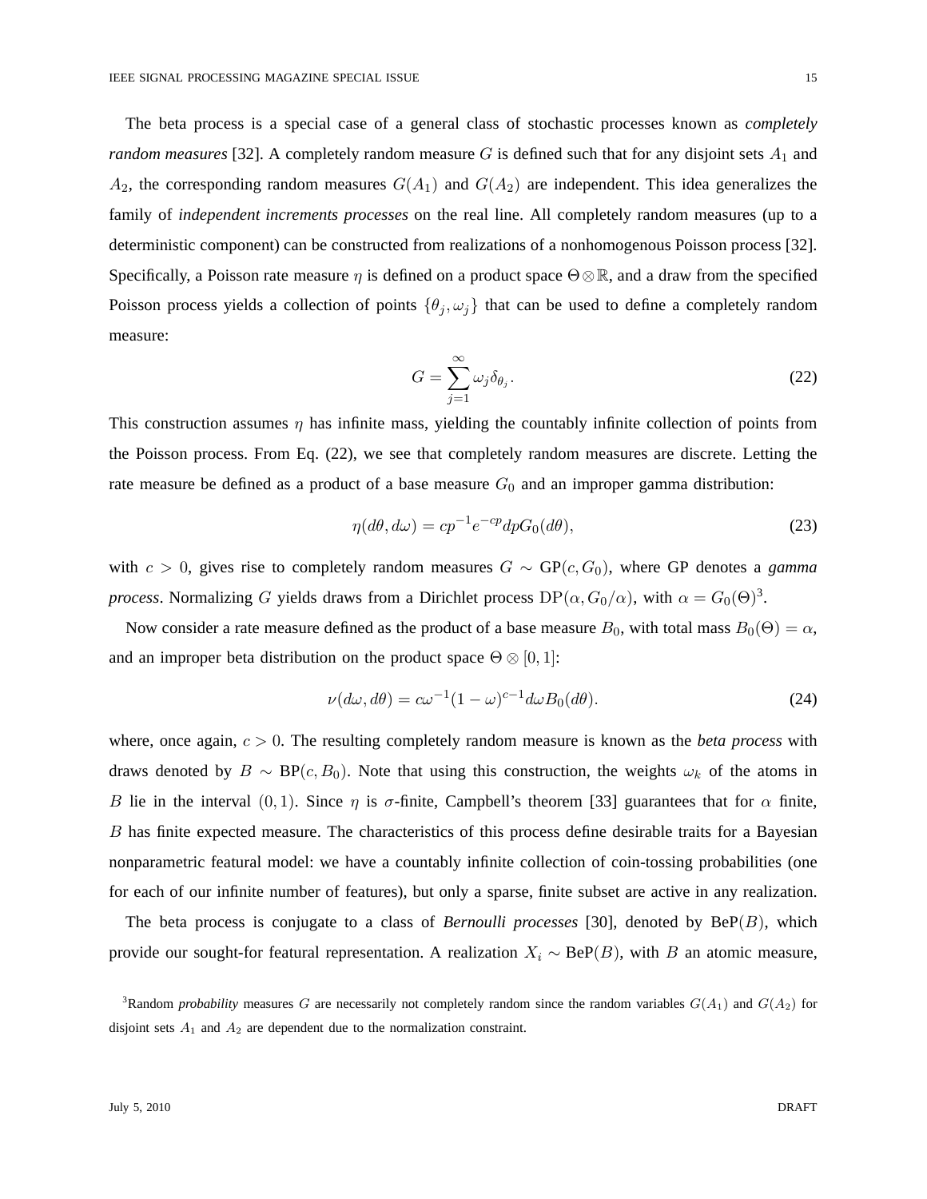The beta process is a special case of a general class of stochastic processes known as *completely random measures* [32]. A completely random measure $G$ is defined such that for any disjoint sets $A_1$ and $A_2$, the corresponding random measures $G(A_1)$ and $G(A_2)$ are independent. This idea generalizes the family of *independent increments processes* on the real line. All completely random measures (up to a deterministic component) can be constructed from realizations of a nonhomogenous Poisson process [32]. Specifically, a Poisson rate measure $\eta$ is defined on a product space $\Theta \otimes \mathbb{R}$, and a draw from the specified Poisson process yields a collection of points $\{\theta_j, \omega_j\}$ that can be used to define a completely random measure:

$$G = \sum_{j=1}^{\infty} \omega_j \delta_{\theta_j}. \tag{22}$$

This construction assumes $\eta$ has infinite mass, yielding the countably infinite collection of points from the Poisson process. From Eq. (22), we see that completely random measures are discrete. Letting the rate measure be defined as a product of a base measure $G_0$ and an improper gamma distribution:

$$\eta(d\theta, d\omega) = cp^{-1}e^{-cp}dpG_0(d\theta), \tag{23}$$

with $c > 0$, gives rise to completely random measures $G \sim \text{GP}(c, G_0)$, where GP denotes a *gamma process*. Normalizing $G$ yields draws from a Dirichlet process $\text{DP}(\alpha, G_0/\alpha)$, with $\alpha = G_0(\Theta)$[3].

Now consider a rate measure defined as the product of a base measure $B_0$, with total mass $B_0(\Theta) = \alpha$, and an improper beta distribution on the product space $\Theta \otimes [0, 1]$:

$$\nu(d\omega, d\theta) = c\omega^{-1}(1-\omega)^{c-1}d\omega B_0(d\theta). \tag{24}$$

where, once again, $c > 0$. The resulting completely random measure is known as the *beta process* with draws denoted by $B \sim \text{BP}(c, B_0)$. Note that using this construction, the weights $\omega_k$ of the atoms in $B$ lie in the interval $(0, 1)$. Since $\eta$ is $\sigma$-finite, Campbell's theorem [33] guarantees that for $\alpha$ finite, $B$ has finite expected measure. The characteristics of this process define desirable traits for a Bayesian nonparametric featural model: we have a countably infinite collection of coin-tossing probabilities (one for each of our infinite number of features), but only a sparse, finite subset are active in any realization.

The beta process is conjugate to a class of *Bernoulli processes* [30], denoted by $\text{BeP}(B)$, which provide our sought-for featural representation. A realization $X_i \sim \text{BeP}(B)$, with $B$ an atomic measure,

[3] Random *probability* measures $G$ are necessarily not completely random since the random variables $G(A_1)$ and $G(A_2)$ for disjoint sets $A_1$ and $A_2$ are dependent due to the normalization constraint.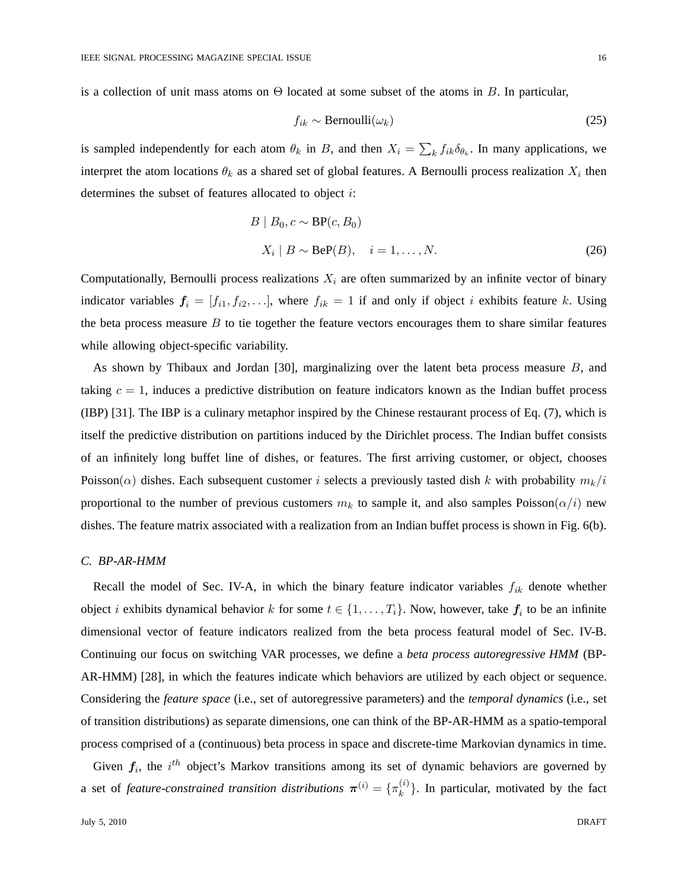is a collection of unit mass atoms on $\Theta$ located at some subset of the atoms in $B$. In particular,

$$f_{ik} \sim \text{Bernoulli}(\omega_k) \tag{25}$$

is sampled independently for each atom $\theta_k$ in $B$, and then $X_i = \sum_k f_{ik}\delta_{\theta_k}$. In many applications, we interpret the atom locations $\theta_k$ as a shared set of global features. A Bernoulli process realization $X_i$ then determines the subset of features allocated to object $i$:

$$\begin{aligned} B \mid B_0, c &\sim \text{BP}(c, B_0) \\ X_i \mid B &\sim \text{BeP}(B), \quad i = 1, \ldots, N. \end{aligned} \tag{26}$$

Computationally, Bernoulli process realizations $X_i$ are often summarized by an infinite vector of binary indicator variables $\boldsymbol{f}_i = [f_{i1}, f_{i2}, \ldots]$, where $f_{ik} = 1$ if and only if object $i$ exhibits feature $k$. Using the beta process measure $B$ to tie together the feature vectors encourages them to share similar features while allowing object-specific variability.

As shown by Thibaux and Jordan [30], marginalizing over the latent beta process measure $B$, and taking $c = 1$, induces a predictive distribution on feature indicators known as the Indian buffet process (IBP) [31]. The IBP is a culinary metaphor inspired by the Chinese restaurant process of Eq. (7), which is itself the predictive distribution on partitions induced by the Dirichlet process. The Indian buffet consists of an infinitely long buffet line of dishes, or features. The first arriving customer, or object, chooses Poisson($\alpha$) dishes. Each subsequent customer $i$ selects a previously tasted dish $k$ with probability $m_k/i$ proportional to the number of previous customers $m_k$ to sample it, and also samples Poisson($\alpha/i$) new dishes. The feature matrix associated with a realization from an Indian buffet process is shown in Fig. 6(b).

### *C. BP-AR-HMM*

Recall the model of Sec. IV-A, in which the binary feature indicator variables $f_{ik}$ denote whether object $i$ exhibits dynamical behavior $k$ for some $t \in \{1, \ldots, T_i\}$. Now, however, take $\boldsymbol{f}_i$ to be an infinite dimensional vector of feature indicators realized from the beta process featural model of Sec. IV-B. Continuing our focus on switching VAR processes, we define a *beta process autoregressive HMM* (BP-AR-HMM) [28], in which the features indicate which behaviors are utilized by each object or sequence. Considering the *feature space* (i.e., set of autoregressive parameters) and the *temporal dynamics* (i.e., set of transition distributions) as separate dimensions, one can think of the BP-AR-HMM as a spatio-temporal process comprised of a (continuous) beta process in space and discrete-time Markovian dynamics in time.

Given $\boldsymbol{f}_i$, the $i^{th}$ object's Markov transitions among its set of dynamic behaviors are governed by a set of *feature-constrained transition distributions* $\boldsymbol{\pi}^{(i)} = \{\pi_k^{(i)}\}$. In particular, motivated by the fact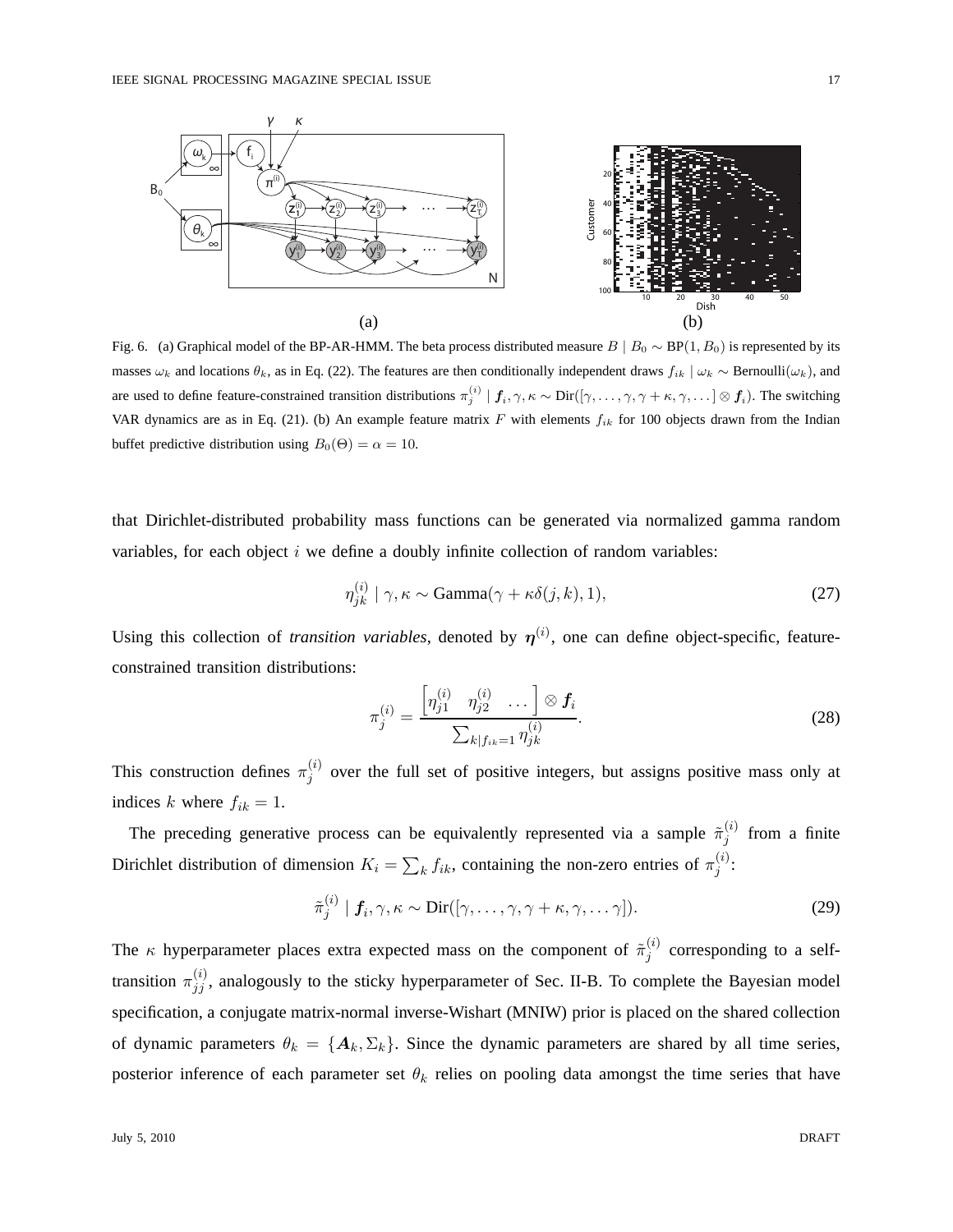Fig. 6. (a) Graphical model of the BP-AR-HMM. The beta process distributed measure $B \mid B_0 \sim \text{BP}(1, B_0)$ is represented by its masses $\omega_k$ and locations $\theta_k$, as in Eq. (22). The features are then conditionally independent draws $f_{ik} \mid \omega_k \sim \text{Bernoulli}(\omega_k)$, and are used to define feature-constrained transition distributions $\pi_j^{(i)} \mid \boldsymbol{f}_i, \gamma, \kappa \sim \text{Dir}([\gamma, \ldots, \gamma, \gamma + \kappa, \gamma, \ldots] \otimes \boldsymbol{f}_i)$. The switching VAR dynamics are as in Eq. (21). (b) An example feature matrix $F$ with elements $f_{ik}$ for 100 objects drawn from the Indian buffet predictive distribution using $B_0(\Theta) = \alpha = 10$.

that Dirichlet-distributed probability mass functions can be generated via normalized gamma random variables, for each object $i$ we define a doubly infinite collection of random variables:

$$\eta_{jk}^{(i)} \mid \gamma, \kappa \sim \text{Gamma}(\gamma + \kappa\delta(j,k), 1), \tag{27}$$

Using this collection of *transition variables*, denoted by $\boldsymbol{\eta}^{(i)}$, one can define object-specific, feature-constrained transition distributions:

$$\pi_j^{(i)} = \frac{\begin{bmatrix} \eta_{j1}^{(i)} & \eta_{j2}^{(i)} & \ldots \end{bmatrix} \otimes \boldsymbol{f}_i}{\sum_{k \mid f_{ik}=1} \eta_{jk}^{(i)}}. \tag{28}$$

This construction defines $\pi_j^{(i)}$ over the full set of positive integers, but assigns positive mass only at indices $k$ where $f_{ik} = 1$.

The preceding generative process can be equivalently represented via a sample $\tilde{\pi}_j^{(i)}$ from a finite Dirichlet distribution of dimension $K_i = \sum_k f_{ik}$, containing the non-zero entries of $\pi_j^{(i)}$:

$$\tilde{\pi}_j^{(i)} \mid \boldsymbol{f}_i, \gamma, \kappa \sim \text{Dir}([\gamma, \ldots, \gamma, \gamma + \kappa, \gamma, \ldots \gamma]). \tag{29}$$

The $\kappa$ hyperparameter places extra expected mass on the component of $\tilde{\pi}_j^{(i)}$ corresponding to a self-transition $\pi_{jj}^{(i)}$, analogously to the sticky hyperparameter of Sec. II-B. To complete the Bayesian model specification, a conjugate matrix-normal inverse-Wishart (MNIW) prior is placed on the shared collection of dynamic parameters $\theta_k = \{\boldsymbol{A}_k, \Sigma_k\}$. Since the dynamic parameters are shared by all time series, posterior inference of each parameter set $\theta_k$ relies on pooling data amongst the time series that have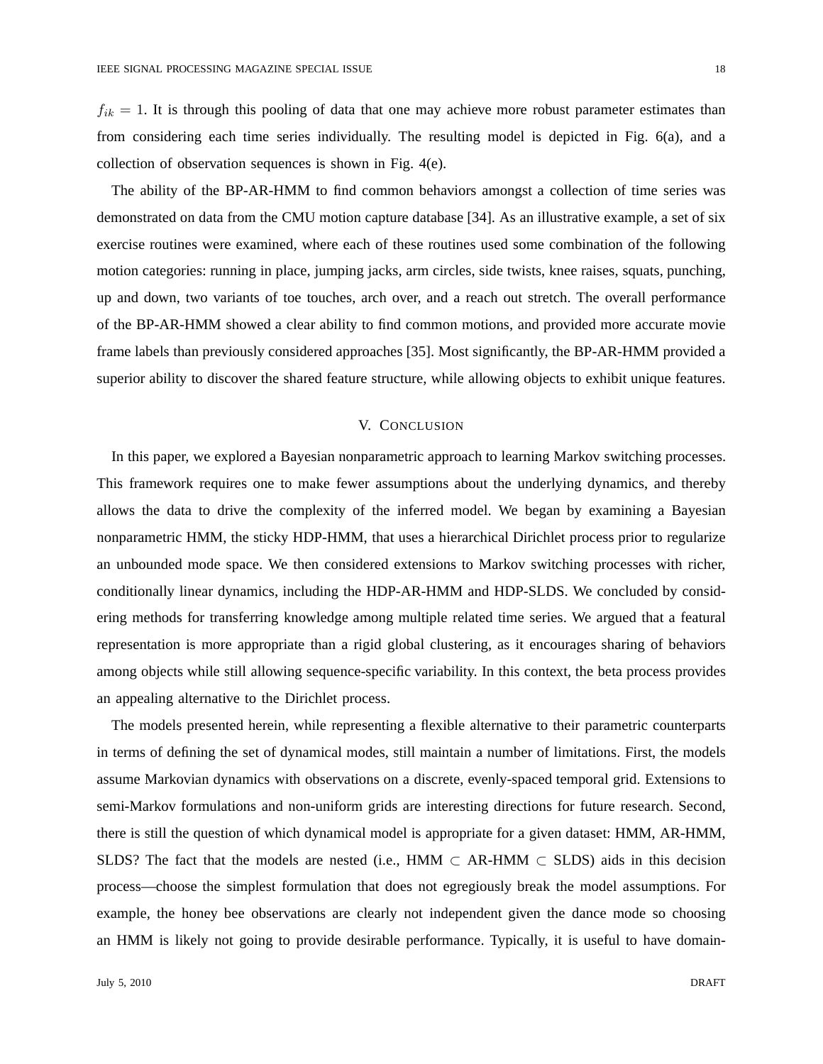$f_{ik} = 1$. It is through this pooling of data that one may achieve more robust parameter estimates than from considering each time series individually. The resulting model is depicted in Fig. 6(a), and a collection of observation sequences is shown in Fig. 4(e).

The ability of the BP-AR-HMM to find common behaviors amongst a collection of time series was demonstrated on data from the CMU motion capture database [34]. As an illustrative example, a set of six exercise routines were examined, where each of these routines used some combination of the following motion categories: running in place, jumping jacks, arm circles, side twists, knee raises, squats, punching, up and down, two variants of toe touches, arch over, and a reach out stretch. The overall performance of the BP-AR-HMM showed a clear ability to find common motions, and provided more accurate movie frame labels than previously considered approaches [35]. Most significantly, the BP-AR-HMM provided a superior ability to discover the shared feature structure, while allowing objects to exhibit unique features.

## V. Conclusion

In this paper, we explored a Bayesian nonparametric approach to learning Markov switching processes. This framework requires one to make fewer assumptions about the underlying dynamics, and thereby allows the data to drive the complexity of the inferred model. We began by examining a Bayesian nonparametric HMM, the sticky HDP-HMM, that uses a hierarchical Dirichlet process prior to regularize an unbounded mode space. We then considered extensions to Markov switching processes with richer, conditionally linear dynamics, including the HDP-AR-HMM and HDP-SLDS. We concluded by considering methods for transferring knowledge among multiple related time series. We argued that a featural representation is more appropriate than a rigid global clustering, as it encourages sharing of behaviors among objects while still allowing sequence-specific variability. In this context, the beta process provides an appealing alternative to the Dirichlet process.

The models presented herein, while representing a flexible alternative to their parametric counterparts in terms of defining the set of dynamical modes, still maintain a number of limitations. First, the models assume Markovian dynamics with observations on a discrete, evenly-spaced temporal grid. Extensions to semi-Markov formulations and non-uniform grids are interesting directions for future research. Second, there is still the question of which dynamical model is appropriate for a given dataset: HMM, AR-HMM, SLDS? The fact that the models are nested (i.e., HMM $\subset$ AR-HMM $\subset$ SLDS) aids in this decision process—choose the simplest formulation that does not egregiously break the model assumptions. For example, the honey bee observations are clearly not independent given the dance mode so choosing an HMM is likely not going to provide desirable performance. Typically, it is useful to have domain-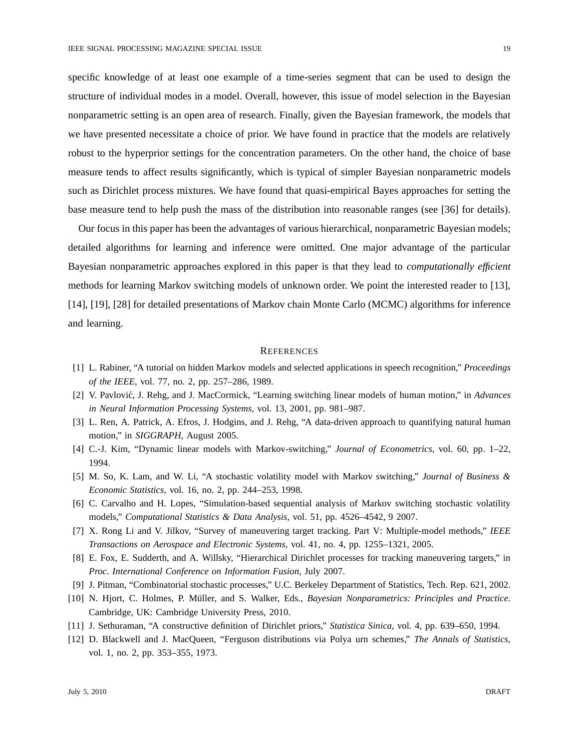specific knowledge of at least one example of a time-series segment that can be used to design the structure of individual modes in a model. Overall, however, this issue of model selection in the Bayesian nonparametric setting is an open area of research. Finally, given the Bayesian framework, the models that we have presented necessitate a choice of prior. We have found in practice that the models are relatively robust to the hyperprior settings for the concentration parameters. On the other hand, the choice of base measure tends to affect results significantly, which is typical of simpler Bayesian nonparametric models such as Dirichlet process mixtures. We have found that quasi-empirical Bayes approaches for setting the base measure tend to help push the mass of the distribution into reasonable ranges (see [36] for details).

Our focus in this paper has been the advantages of various hierarchical, nonparametric Bayesian models; detailed algorithms for learning and inference were omitted. One major advantage of the particular Bayesian nonparametric approaches explored in this paper is that they lead to *computationally efficient* methods for learning Markov switching models of unknown order. We point the interested reader to [13], [14], [19], [28] for detailed presentations of Markov chain Monte Carlo (MCMC) algorithms for inference and learning.

## References

[1] L. Rabiner, "A tutorial on hidden Markov models and selected applications in speech recognition," *Proceedings of the IEEE*, vol. 77, no. 2, pp. 257–286, 1989.

[2] V. Pavlović, J. Rehg, and J. MacCormick, "Learning switching linear models of human motion," in *Advances in Neural Information Processing Systems*, vol. 13, 2001, pp. 981–987.

[3] L. Ren, A. Patrick, A. Efros, J. Hodgins, and J. Rehg, "A data-driven approach to quantifying natural human motion," in *SIGGRAPH*, August 2005.

[4] C.-J. Kim, "Dynamic linear models with Markov-switching," *Journal of Econometrics*, vol. 60, pp. 1–22, 1994.

[5] M. So, K. Lam, and W. Li, "A stochastic volatility model with Markov switching," *Journal of Business & Economic Statistics*, vol. 16, no. 2, pp. 244–253, 1998.

[6] C. Carvalho and H. Lopes, "Simulation-based sequential analysis of Markov switching stochastic volatility models," *Computational Statistics & Data Analysis*, vol. 51, pp. 4526–4542, 9 2007.

[7] X. Rong Li and V. Jilkov, "Survey of maneuvering target tracking. Part V: Multiple-model methods," *IEEE Transactions on Aerospace and Electronic Systems*, vol. 41, no. 4, pp. 1255–1321, 2005.

[8] E. Fox, E. Sudderth, and A. Willsky, "Hierarchical Dirichlet processes for tracking maneuvering targets," in *Proc. International Conference on Information Fusion*, July 2007.

[9] J. Pitman, "Combinatorial stochastic processes," U.C. Berkeley Department of Statistics, Tech. Rep. 621, 2002.

[10] N. Hjort, C. Holmes, P. Müller, and S. Walker, Eds., *Bayesian Nonparametrics: Principles and Practice*. Cambridge, UK: Cambridge University Press, 2010.

[11] J. Sethuraman, "A constructive definition of Dirichlet priors," *Statistica Sinica*, vol. 4, pp. 639–650, 1994.

[12] D. Blackwell and J. MacQueen, "Ferguson distributions via Polya urn schemes," *The Annals of Statistics*, vol. 1, no. 2, pp. 353–355, 1973.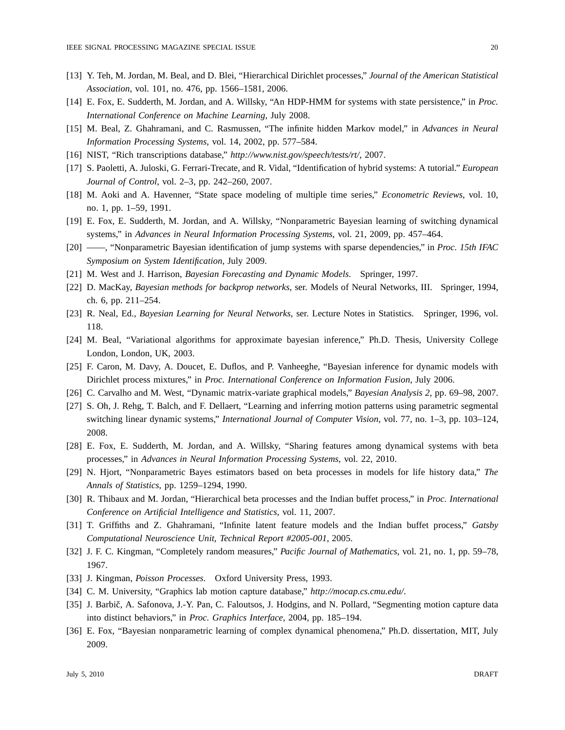[13] Y. Teh, M. Jordan, M. Beal, and D. Blei, "Hierarchical Dirichlet processes," *Journal of the American Statistical Association*, vol. 101, no. 476, pp. 1566–1581, 2006.

[14] E. Fox, E. Sudderth, M. Jordan, and A. Willsky, "An HDP-HMM for systems with state persistence," in *Proc. International Conference on Machine Learning*, July 2008.

[15] M. Beal, Z. Ghahramani, and C. Rasmussen, "The infinite hidden Markov model," in *Advances in Neural Information Processing Systems*, vol. 14, 2002, pp. 577–584.

[16] NIST, "Rich transcriptions database," *http://www.nist.gov/speech/tests/rt/*, 2007.

[17] S. Paoletti, A. Juloski, G. Ferrari-Trecate, and R. Vidal, "Identification of hybrid systems: A tutorial." *European Journal of Control*, vol. 2–3, pp. 242–260, 2007.

[18] M. Aoki and A. Havenner, "State space modeling of multiple time series," *Econometric Reviews*, vol. 10, no. 1, pp. 1–59, 1991.

[19] E. Fox, E. Sudderth, M. Jordan, and A. Willsky, "Nonparametric Bayesian learning of switching dynamical systems," in *Advances in Neural Information Processing Systems*, vol. 21, 2009, pp. 457–464.

[20] ——, "Nonparametric Bayesian identification of jump systems with sparse dependencies," in *Proc. 15th IFAC Symposium on System Identification*, July 2009.

[21] M. West and J. Harrison, *Bayesian Forecasting and Dynamic Models*. Springer, 1997.

[22] D. MacKay, *Bayesian methods for backprop networks*, ser. Models of Neural Networks, III. Springer, 1994, ch. 6, pp. 211–254.

[23] R. Neal, Ed., *Bayesian Learning for Neural Networks*, ser. Lecture Notes in Statistics. Springer, 1996, vol. 118.

[24] M. Beal, "Variational algorithms for approximate bayesian inference," Ph.D. Thesis, University College London, London, UK, 2003.

[25] F. Caron, M. Davy, A. Doucet, E. Duflos, and P. Vanheeghe, "Bayesian inference for dynamic models with Dirichlet process mixtures," in *Proc. International Conference on Information Fusion*, July 2006.

[26] C. Carvalho and M. West, "Dynamic matrix-variate graphical models," *Bayesian Analysis 2*, pp. 69–98, 2007.

[27] S. Oh, J. Rehg, T. Balch, and F. Dellaert, "Learning and inferring motion patterns using parametric segmental switching linear dynamic systems," *International Journal of Computer Vision*, vol. 77, no. 1–3, pp. 103–124, 2008.

[28] E. Fox, E. Sudderth, M. Jordan, and A. Willsky, "Sharing features among dynamical systems with beta processes," in *Advances in Neural Information Processing Systems*, vol. 22, 2010.

[29] N. Hjort, "Nonparametric Bayes estimators based on beta processes in models for life history data," *The Annals of Statistics*, pp. 1259–1294, 1990.

[30] R. Thibaux and M. Jordan, "Hierarchical beta processes and the Indian buffet process," in *Proc. International Conference on Artificial Intelligence and Statistics*, vol. 11, 2007.

[31] T. Griffiths and Z. Ghahramani, "Infinite latent feature models and the Indian buffet process," *Gatsby Computational Neuroscience Unit, Technical Report #2005-001*, 2005.

[32] J. F. C. Kingman, "Completely random measures," *Pacific Journal of Mathematics*, vol. 21, no. 1, pp. 59–78, 1967.

[33] J. Kingman, *Poisson Processes*. Oxford University Press, 1993.

[34] C. M. University, "Graphics lab motion capture database," *http://mocap.cs.cmu.edu/*.

[35] J. Barbič, A. Safonova, J.-Y. Pan, C. Faloutsos, J. Hodgins, and N. Pollard, "Segmenting motion capture data into distinct behaviors," in *Proc. Graphics Interface*, 2004, pp. 185–194.

[36] E. Fox, "Bayesian nonparametric learning of complex dynamical phenomena," Ph.D. dissertation, MIT, July 2009.